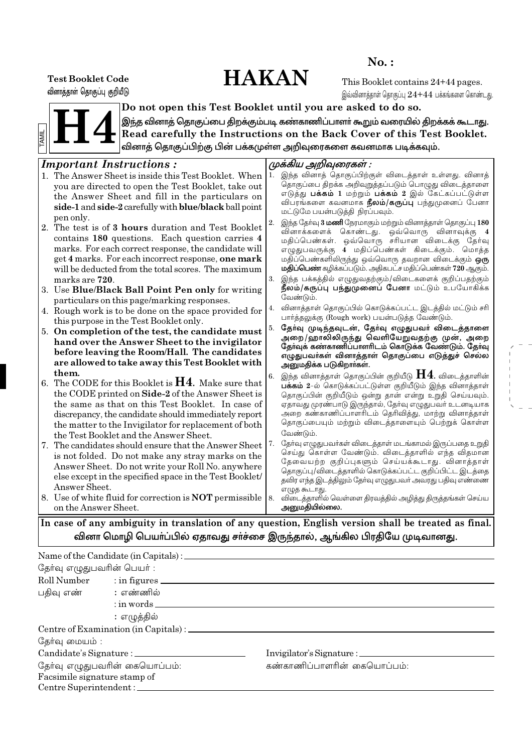**No. :**

**Test Booklet Code**
வினாத்தாள் தொகுப்பு குறியீடு

# HAKAN

This Booklet contains 24+44 pages.
இவ்வினாத்தாள் தொகுப்பு 24+44 பக்கங்களை கொண்டது.

TAMIL

# H4

**Do not open this Test Booklet until you are asked to do so.**
**இந்த வினாத் தொகுப்பை திறக்கும்படி கண்காணிப்பாளர் கூறும் வரையில் திறக்கக் கூடாது.**
**Read carefully the Instructions on the Back Cover of this Test Booklet.**
**வினாத் தொகுப்பிற்கு பின் பக்கமுள்ள அறிவுரைகளை கவனமாக படிக்கவும்.**

## *Important Instructions :*

1. The Answer Sheet is inside this Test Booklet. When you are directed to open the Test Booklet, take out the Answer Sheet and fill in the particulars on **side-1** and **side-2** carefully with **blue/black** ball point pen only.
2. The test is of **3 hours** duration and Test Booklet contains 180 questions. Each question carries 4 marks. For each correct response, the candidate will get 4 marks. For each incorrect response, **one mark** will be deducted from the total scores. The maximum marks are **720**.
3. Use **Blue/Black Ball Point Pen only** for writing particulars on this page/marking responses.
4. Rough work is to be done on the space provided for this purpose in the Test Booklet only.
5. **On completion of the test, the candidate must hand over the Answer Sheet to the invigilator before leaving the Room/Hall. The candidates are allowed to take away this Test Booklet with them.**
6. The CODE for this Booklet is **H4**. Make sure that the CODE printed on **Side-2** of the Answer Sheet is the same as that on this Test Booklet. In case of discrepancy, the candidate should immediately report the matter to the Invigilator for replacement of both the Test Booklet and the Answer Sheet.
7. The candidates should ensure that the Answer Sheet is not folded. Do not make any stray marks on the Answer Sheet. Do not write your Roll No. anywhere else except in the specified space in the Test Booklet/ Answer Sheet.
8. Use of white fluid for correction is **NOT** permissible on the Answer Sheet.

## *முக்கிய அறிவுரைகள் :*

1. இந்த வினாத் தொகுப்பிற்குள் விடைத்தாள் உள்ளது. வினாத் தொகுப்பை திறக்க அறிவுறுத்தப்படும் பொழுது விடைத்தாளை எடுத்து **பக்கம் 1** மற்றும் **பக்கம் 2** இல் கேட்கப்பட்டுள்ள விபரங்களை கவனமாக **நீலம்/கருப்பு** பந்துமுனைப் பேனா மட்டுமே பயன்படுத்தி நிரப்பவும்.
2. இந்த தேர்வு **3 மணி** நேரமாகும் மற்றும் வினாத்தாள் தொகுப்பு 180 வினாக்களைக் கொண்டது. ஒவ்வொரு வினாவுக்கு 4 மதிப்பெண்கள். ஒவ்வொரு சரியான விடைக்கு தேர்வு எழுதுபவருக்கு 4 மதிப்பெண்கள் கிடைக்கும். மொத்த மதிப்பெண்களிலிருந்து ஒவ்வொரு தவறான விடைக்கும் **ஒரு மதிப்பெண்** கழிக்கப்படும். அதிகபட்ச மதிப்பெண்கள் **720** ஆகும்.
3. இந்த பக்கத்தில் எழுதுவதற்கும்/விடைகளைக் குறிப்பதற்கும் **நீலம்/கருப்பு பந்துமுனைப் பேனா** மட்டும் உபயோகிக்க வேண்டும்.
4. வினாத்தாள் தொகுப்பில் கொடுக்கப்பட்ட இடத்தில் மட்டும் சரி பார்த்தலுக்கு (Rough work) பயன்படுத்த வேண்டும்.
5. **தேர்வு முடிந்தவுடன், தேர்வு எழுதுபவர் விடைத்தாளை அறை/ஹாலிலிருந்து வெளியேறுவதற்கு முன், அறை தேர்வுக் கண்காணிப்பாளரிடம் கொடுக்க வேண்டும். தேர்வு எழுதுபவர்கள் வினாத்தாள் தொகுப்பை எடுத்துச் செல்ல அனுமதிக்க படுகிறார்கள்.**
6. இந்த வினாத்தாள் தொகுப்பின் குறியீடு **H4**. விடைத்தாளின் **பக்கம் 2**-ல் கொடுக்கப்பட்டுள்ள குறியீடும் இந்த வினாத்தாள் தொகுப்பின் குறியீடும் ஒன்று தான் என்று உறுதி செய்யவும். ஏதாவது முரண்பாடு இருந்தால், தேர்வு எழுதுபவர் உடனடியாக அறை கண்காணிப்பாளரிடம் தெரிவித்து, மாற்று வினாத்தாள் தொகுப்பையும் மற்றும் விடைத்தாளையும் பெற்றுக் கொள்ள வேண்டும்.
7. தேர்வு எழுதுபவர்கள் விடைத்தாள் மடங்காமல் இருப்பதை உறுதி செய்து கொள்ள வேண்டும். விடைத்தாளில் எந்த விதமான தேவையற்ற குறிப்புகளும் செய்யக்கூடாது. வினாத்தாள் தொகுப்பு/விடைத்தாளில் கொடுக்கப்பட்ட குறிப்பிட்ட இடத்தை தவிர எந்த இடத்திலும் தேர்வு எழுதுபவர் அவரது பதிவு எண்ணை எழுத கூடாது.
8. விடைத்தாளில் வெள்ளை திரவத்தில் அழித்து திருத்தங்கள் செய்ய **அனுமதியில்லை.**

**In case of any ambiguity in translation of any question, English version shall be treated as final.**
**வினா மொழி பெயர்ப்பில் ஏதாவது சர்ச்சை இருந்தால், ஆங்கில பிரதியே முடிவானது.**

Name of the Candidate (in Capitals) : ______________________
தேர்வு எழுதுபவரின் பெயர் :

Roll Number : in figures ______________________
பதிவு எண் : எண்ணில்

: in words ______________________
: எழுத்தில்

Centre of Examination (in Capitals) : ______________________
தேர்வு மையம் :

Candidate's Signature : ______________________
தேர்வு எழுதுபவரின் கையொப்பம்:

Invigilator's Signature : ______________________
கண்காணிப்பாளரின் கையொப்பம்:

Facsimile signature stamp of
Centre Superintendent : ______________________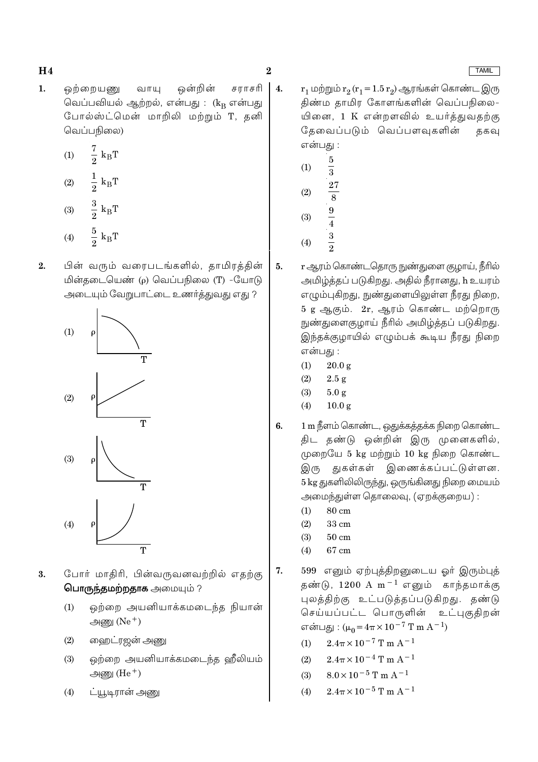1. ஒற்றையணு வாயு ஒன்றின் சராசரி வெப்பவியல் ஆற்றல், என்பது : ($k_B$ என்பது போல்ஸ்ட்மென் மாறிலி மற்றும் T, தனி வெப்பநிலை)

   (1) $\frac{7}{2}\ k_BT$

   (2) $\frac{1}{2}\ k_BT$

   (3) $\frac{3}{2}\ k_BT$

   (4) $\frac{5}{2}\ k_BT$

2. பின் வரும் வரைபடங்களில், தாமிரத்தின் மின்தடையெண் (ρ) வெப்பநிலை (T) -யோடு அடையும் வேறுபாட்டை உணர்த்துவது எது ?

   (1) ρ – T

   (2) ρ – T

   (3) ρ – T

   (4) ρ – T

3. போர் மாதிரி, பின்வருவனவற்றில் எதற்கு **பொருந்தமற்றதாக** அமையும் ?

   (1) ஒற்றை அயனியாக்கமடைந்த நியான் அணு ($Ne^+$)

   (2) ஹைட்ரஜன் அணு

   (3) ஒற்றை அயனியாக்கமடைந்த ஹீலியம் அணு ($He^+$)

   (4) ட்யூடிரான் அணு

4. $r_1$ மற்றும் $r_2$ ($r_1 = 1.5\ r_2$) ஆரங்கள் கொண்ட இரு திண்ம தாமிர கோளங்களின் வெப்பநிலையினை, 1 K என்றளவில் உயர்த்துவதற்கு தேவைப்படும் வெப்பளவுகளின் தகவு என்பது :

   (1) $\frac{5}{3}$

   (2) $\frac{27}{8}$

   (3) $\frac{9}{4}$

   (4) $\frac{3}{2}$

5. r ஆரம் கொண்டதொரு நுண்துளை குழாய், நீரில் அமிழ்த்தப் படுகிறது. அதில் நீரானது, h உயரம் எழும்புகிறது, நுண்துளையிலுள்ள நீரது நிறை, 5 g ஆகும். 2r, ஆரம் கொண்ட மற்றொரு நுண்துளைகுழாய் நீரில் அமிழ்த்தப் படுகிறது. இந்தக்குழாயில் எழும்பக் கூடிய நீரது நிறை என்பது :

   (1) 20.0 g

   (2) 2.5 g

   (3) 5.0 g

   (4) 10.0 g

6. 1 m நீளம் கொண்ட, ஒதுக்கத்தக்க நிறை கொண்ட திட தண்டு ஒன்றின் இரு முனைகளில், முறையே 5 kg மற்றும் 10 kg நிறை கொண்ட இரு துகள்கள் இணைக்கப்பட்டுள்ளன. 5 kg துகளிலிருந்து, ஒருங்கினது நிறை மையம் அமைந்துள்ள தொலைவு, (ஏறக்குறைய) :

   (1) 80 cm

   (2) 33 cm

   (3) 50 cm

   (4) 67 cm

7. 599 எனும் ஏற்புத்திறனுடைய ஓர் இரும்புத் தண்டு, 1200 A $m^{-1}$ எனும் காந்தமாக்கு புலத்திற்கு உட்படுத்தப்படுகிறது. தண்டு செய்யப்பட்ட பொருளின் உட்புகுதிறன் என்பது : ($\mu_0 = 4\pi \times 10^{-7}$ T m $A^{-1}$)

   (1) $2.4\pi \times 10^{-7}$ T m $A^{-1}$

   (2) $2.4\pi \times 10^{-4}$ T m $A^{-1}$

   (3) $8.0 \times 10^{-5}$ T m $A^{-1}$

   (4) $2.4\pi \times 10^{-5}$ T m $A^{-1}$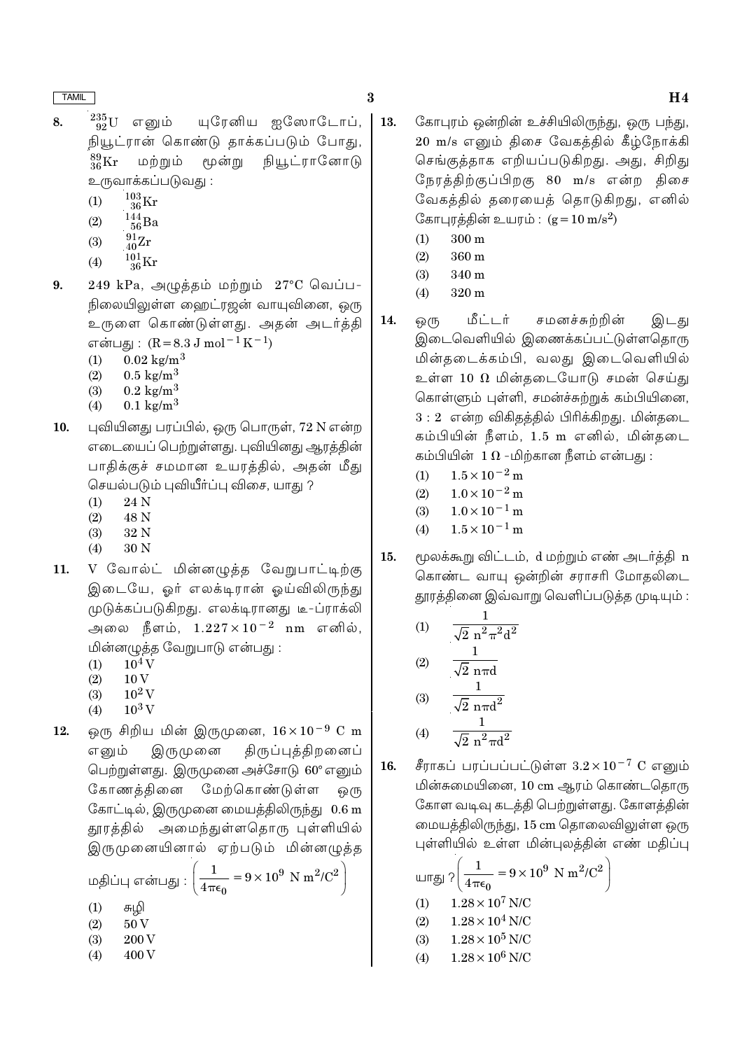8. $^{235}_{92}U$ எனும் யுரேனிய ஐஸோடோப், நியூட்ரான் கொண்டு தாக்கப்படும் போது, $^{89}_{36}Kr$ மற்றும் மூன்று நியூட்ரானோடு உருவாக்கப்படுவது :
   (1) $^{103}_{36}Kr$
   (2) $^{144}_{56}Ba$
   (3) $^{91}_{40}Zr$
   (4) $^{101}_{36}Kr$

9. 249 kPa, அழுத்தம் மற்றும் 27°C வெப்பநிலையிலுள்ள ஹைட்ரஜன் வாயுவினை, ஒரு உருளை கொண்டுள்ளது. அதன் அடர்த்தி என்பது : ($R = 8.3 \ J \ mol^{-1} K^{-1}$)
   (1) $0.02 \ kg/m^3$
   (2) $0.5 \ kg/m^3$
   (3) $0.2 \ kg/m^3$
   (4) $0.1 \ kg/m^3$

10. புவியினது பரப்பில், ஒரு பொருள், 72 N என்ற எடையைப் பெற்றுள்ளது. புவியினது ஆரத்தின் பாதிக்குச் சமமான உயரத்தில், அதன் மீது செயல்படும் புவியீர்ப்பு விசை, யாது ?
   (1) 24 N
   (2) 48 N
   (3) 32 N
   (4) 30 N

11. V வோல்ட் மின்னழுத்த வேறுபாட்டிற்கு இடையே, ஓர் எலக்டிரான் ஓய்விலிருந்து முடுக்கப்படுகிறது. எலக்டிரானது டீ-ப்ராக்லி அலை நீளம், $1.227 \times 10^{-2}$ nm எனில், மின்னழுத்த வேறுபாடு என்பது :
   (1) $10^4$ V
   (2) 10 V
   (3) $10^2$ V
   (4) $10^3$ V

12. ஒரு சிறிய மின் இருமுனை, $16 \times 10^{-9}$ C m எனும் இருமுனை திருப்புத்திறனைப் பெற்றுள்ளது. இருமுனை அச்சோடு 60° எனும் கோணத்தினை மேற்கொண்டுள்ள ஒரு கோட்டில், இருமுனை மையத்திலிருந்து 0.6 m தூரத்தில் அமைந்துள்ளதொரு புள்ளியில் இருமுனையினால் ஏற்படும் மின்னழுத்த மதிப்பு என்பது : $\left(\frac{1}{4\pi\epsilon_0} = 9 \times 10^9 \ N \ m^2/C^2\right)$
   (1) சுழி
   (2) 50 V
   (3) 200 V
   (4) 400 V

13. கோபுரம் ஒன்றின் உச்சியிலிருந்து, ஒரு பந்து, 20 m/s எனும் திசை வேகத்தில் கீழ்நோக்கி செங்குத்தாக எறியப்படுகிறது. அது, சிறிது நேரத்திற்குப்பிறகு 80 m/s என்ற திசை வேகத்தில் தரையைத் தொடுகிறது, எனில் கோபுரத்தின் உயரம் : ($g = 10 \ m/s^2$)
   (1) 300 m
   (2) 360 m
   (3) 340 m
   (4) 320 m

14. ஒரு மீட்டர் சமனச்சுற்றின் இடது இடைவெளியில் இணைக்கப்பட்டுள்ளதொரு மின்தடைக்கம்பி, வலது இடைவெளியில் உள்ள 10 Ω மின்தடையோடு சமன் செய்து கொள்ளும் புள்ளி, சமன்சுற்றுக் கம்பியினை, 3 : 2 என்ற விகிதத்தில் பிரிக்கிறது. மின்தடை கம்பியின் நீளம், 1.5 m எனில், மின்தடை கம்பியின் 1 Ω -மிற்கான நீளம் என்பது :
   (1) $1.5 \times 10^{-2}$ m
   (2) $1.0 \times 10^{-2}$ m
   (3) $1.0 \times 10^{-1}$ m
   (4) $1.5 \times 10^{-1}$ m

15. மூலக்கூறு விட்டம், d மற்றும் எண் அடர்த்தி n கொண்ட வாயு ஒன்றின் சராசரி மோதலிடை தூரத்தினை இவ்வாறு வெளிப்படுத்த முடியும் :
   (1) $\frac{1}{\sqrt{2} \ n^2 \pi^2 d^2}$
   (2) $\frac{1}{\sqrt{2} \ n \pi d}$
   (3) $\frac{1}{\sqrt{2} \ n \pi d^2}$
   (4) $\frac{1}{\sqrt{2} \ n^2 \pi d^2}$

16. சீராகப் பரப்பப்பட்டுள்ள $3.2 \times 10^{-7}$ C எனும் மின்சுமையினை, 10 cm ஆரம் கொண்டதொரு கோள வடிவு கடத்தி பெற்றுள்ளது. கோளத்தின் மையத்திலிருந்து, 15 cm தொலைவிலுள்ள ஒரு புள்ளியில் உள்ள மின்புலத்தின் எண் மதிப்பு யாது ? $\left(\frac{1}{4\pi\epsilon_0} = 9 \times 10^9 \ N \ m^2/C^2\right)$
   (1) $1.28 \times 10^7$ N/C
   (2) $1.28 \times 10^4$ N/C
   (3) $1.28 \times 10^5$ N/C
   (4) $1.28 \times 10^6$ N/C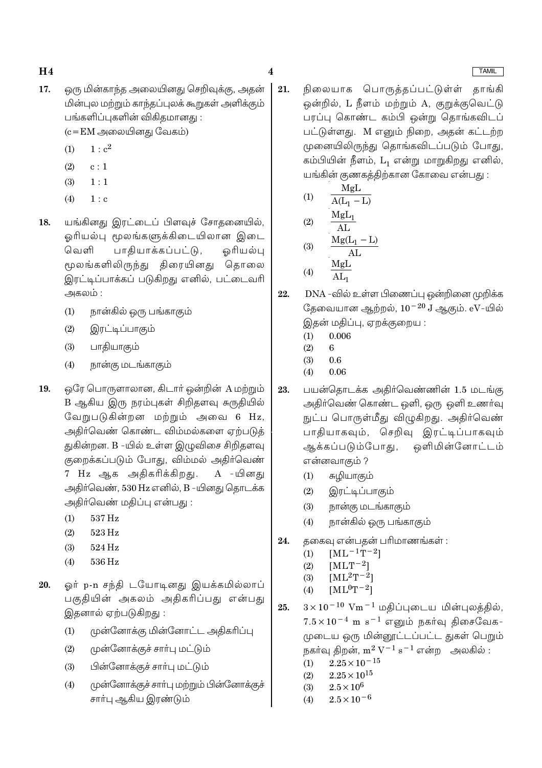17. ஒரு மின்காந்த அலையினது செறிவுக்கு, அதன் மின்புல மற்றும் காந்தப்புலக் கூறுகள் அளிக்கும் பங்களிப்புகளின் விகிதமானது :
(c = EM அலையினது வேகம்)

(1) $1 : c^2$
(2) $c : 1$
(3) $1 : 1$
(4) $1 : c$

18. யங்கினது இரட்டைப் பிளவுச் சோதனையில், ஓரியல்பு மூலங்களுக்கிடையிலான இடைவெளி பாதியாக்கப்பட்டு, ஓரியல்பு மூலங்களிலிருந்து திரையினது தொலை இரட்டிப்பாக்கப் படுகிறது எனில், பட்டைவரி அகலம் :

(1) நான்கில் ஒரு பங்காகும்
(2) இரட்டிப்பாகும்
(3) பாதியாகும்
(4) நான்கு மடங்காகும்

19. ஒரே பொருளாலான, கிடார் ஒன்றின் A மற்றும் B ஆகிய இரு நரம்புகள் சிறிதளவு சுருதியில் வேறுபடுகின்றன மற்றும் அவை 6 Hz, அதிர்வெண் கொண்ட விம்மல்களை ஏற்படுத்துகின்றன. B -யில் உள்ள இழுவிசை சிறிதளவு குறைக்கப்படும் போது, விம்மல் அதிர்வெண் 7 Hz ஆக அதிகரிக்கிறது. A -யினது அதிர்வெண், 530 Hz எனில், B -யினது தொடக்க அதிர்வெண் மதிப்பு என்பது :

(1) 537 Hz
(2) 523 Hz
(3) 524 Hz
(4) 536 Hz

20. ஓர் p-n சந்தி டயோடினது இயக்கமில்லாப் பகுதியின் அகலம் அதிகரிப்பது என்பது இதனால் ஏற்படுகிறது :

(1) முன்னோக்கு மின்னோட்ட அதிகரிப்பு
(2) முன்னோக்குச் சார்பு மட்டும்
(3) பின்னோக்குச் சார்பு மட்டும்
(4) முன்னோக்குச் சார்பு மற்றும் பின்னோக்குச் சார்பு ஆகிய இரண்டும்

21. நிலையாக பொருத்தப்பட்டுள்ள் தாங்கி ஒன்றில், L நீளம் மற்றும் A, குறுக்குவெட்டு பரப்பு கொண்ட கம்பி ஒன்று தொங்கவிடப் பட்டுள்ளது. M எனும் நிறை, அதன் கட்டற்ற முனையிலிருந்து தொங்கவிடப்படும் போது, கம்பியின் நீளம், $L_1$ என்று மாறுகிறது எனில், யங்கின் குணகத்திற்கான கோவை என்பது :

(1) $\dfrac{MgL}{A(L_1 - L)}$
(2) $\dfrac{MgL_1}{AL}$
(3) $\dfrac{Mg(L_1 - L)}{AL}$
(4) $\dfrac{MgL}{AL_1}$

22. DNA -வில் உள்ள பிணைப்பு ஒன்றினை முறிக்க தேவையான ஆற்றல், $10^{-20}$ J ஆகும். eV-யில் இதன் மதிப்பு, ஏறக்குறைய :

(1) 0.006
(2) 6
(3) 0.6
(4) 0.06

23. பயன்தொடக்க அதிர்வெண்ணின் 1.5 மடங்கு அதிர்வெண் கொண்ட ஒளி, ஒரு ஒளி உணர்வு நுட்ப பொருள்மீது விழுகிறது. அதிர்வெண் பாதியாகவும், செறிவு இரட்டிப்பாகவும் ஆக்கப்படும்போது, ஒளிமின்னோட்டம் என்னவாகும் ?

(1) சுழியாகும்
(2) இரட்டிப்பாகும்
(3) நான்கு மடங்காகும்
(4) நான்கில் ஒரு பங்காகும்

24. தகைவு என்பதன் பரிமாணங்கள் :

(1) $[ML^{-1}T^{-2}]$
(2) $[MLT^{-2}]$
(3) $[ML^2T^{-2}]$
(4) $[ML^0T^{-2}]$

25. $3 \times 10^{-10}$ $Vm^{-1}$ மதிப்புடைய மின்புலத்தில், $7.5 \times 10^{-4}$ $m\ s^{-1}$ எனும் நகர்வு திசைவேக-முடைய ஒரு மின்னூட்டப்பட்ட துகள் பெறும் நகர்வு திறன், $m^2\ V^{-1}\ s^{-1}$ என்ற அலகில் :

(1) $2.25 \times 10^{-15}$
(2) $2.25 \times 10^{15}$
(3) $2.5 \times 10^{6}$
(4) $2.5 \times 10^{-6}$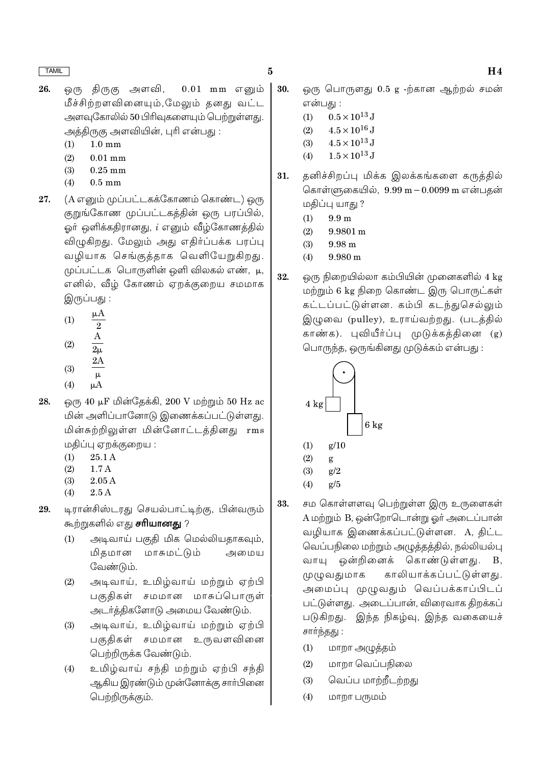26. ஒரு திருகு அளவி, 0.01 mm எனும் மீச்சிற்றளவினையும், மேலும் தனது வட்ட அளவுகோலில் 50 பிரிவுகளையும் பெற்றுள்ளது. அத்திருகு அளவியின், புரி என்பது :

    (1) 1.0 mm
    (2) 0.01 mm
    (3) 0.25 mm
    (4) 0.5 mm

27. (A எனும் முப்பட்டகக்கோணம் கொண்ட) ஒரு குறுங்கோண முப்பட்டகத்தின் ஒரு பரப்பில், ஓர் ஒளிக்கதிரானது, $i$ எனும் வீழ்கோணத்தில் விழுகிறது. மேலும் அது எதிர்ப்பக்க பரப்பு வழியாக செங்குத்தாக வெளியேறுகிறது. முப்பட்டக பொருளின் ஒளி விலகல் எண், $\mu$, எனில், வீழ் கோணம் ஏறக்குறைய சமமாக இருப்பது :

    (1) $\frac{\mu A}{2}$
    (2) $\frac{A}{2\mu}$
    (3) $\frac{2A}{\mu}$
    (4) $\mu A$

28. ஒரு 40 $\mu$F மின்தேக்கி, 200 V மற்றும் 50 Hz ac மின் அளிப்பானோடு இணைக்கப்பட்டுள்ளது. மின்சுற்றிலுள்ள மின்னோட்டத்தினது rms மதிப்பு ஏறக்குறைய :

    (1) 25.1 A
    (2) 1.7 A
    (3) 2.05 A
    (4) 2.5 A

29. டிரான்சிஸ்டரது செயல்பாட்டிற்கு, பின்வரும் கூற்றுகளில் எது **சரியானது** ?

    (1) அடிவாய் பகுதி மிக மெல்லியதாகவும், மிதமான மாசுமட்டும் அமைய வேண்டும்.
    (2) அடிவாய், உமிழ்வாய் மற்றும் ஏற்பி பகுதிகள் சமமான மாசுப்பொருள் அடர்த்திகளோடு அமைய வேண்டும்.
    (3) அடிவாய், உமிழ்வாய் மற்றும் ஏற்பி பகுதிகள் சமமான உருவளவினை பெற்றிருக்க வேண்டும்.
    (4) உமிழ்வாய் சந்தி மற்றும் ஏற்பி சந்தி ஆகிய இரண்டும் முன்னோக்கு சார்பினை பெற்றிருக்கும்.

30. ஒரு பொருளது 0.5 g -ற்கான ஆற்றல் சமன் என்பது :

    (1) $0.5 \times 10^{13}$ J
    (2) $4.5 \times 10^{16}$ J
    (3) $4.5 \times 10^{13}$ J
    (4) $1.5 \times 10^{13}$ J

31. தனிச்சிறப்பு மிக்க இலக்கங்களை கருத்தில் கொள்ளுகையில், 9.99 m − 0.0099 m என்பதன் மதிப்பு யாது ?

    (1) 9.9 m
    (2) 9.9801 m
    (3) 9.98 m
    (4) 9.980 m

32. ஒரு நிறையில்லா கம்பியின் முனைகளில் 4 kg மற்றும் 6 kg நிறை கொண்ட இரு பொருட்கள் கட்டப்பட்டுள்ளன. கம்பி கடந்துசெல்லும் இழுவை (pulley), உராய்வற்றது. (படத்தில் காண்க). புவியீர்ப்பு முடுக்கத்தினை (g) பொருந்த, ஒருங்கினது முடுக்கம் என்பது :

    (1) g/10
    (2) g
    (3) g/2
    (4) g/5

33. சம கொள்ளளவு பெற்றுள்ள இரு உருளைகள் A மற்றும் B, ஒன்றோடொன்று ஓர் அடைப்பான் வழியாக இணைக்கப்பட்டுள்ளன. A, திட்ட வெப்பநிலை மற்றும் அழுத்தத்தில், நல்லியல்பு வாயு ஒன்றினைக் கொண்டுள்ளது. B, முழுவதுமாக காலியாக்கப்பட்டுள்ளது. அமைப்பு முழுவதும் வெப்பக்காப்பிடப் பட்டுள்ளது. அடைப்பான், விரைவாக திறக்கப் படுகிறது. இந்த நிகழ்வு, இந்த வகையைச் சார்ந்தது :

    (1) மாறா அழுத்தம்
    (2) மாறா வெப்பநிலை
    (3) வெப்ப மாற்றீடற்றது
    (4) மாறா பருமம்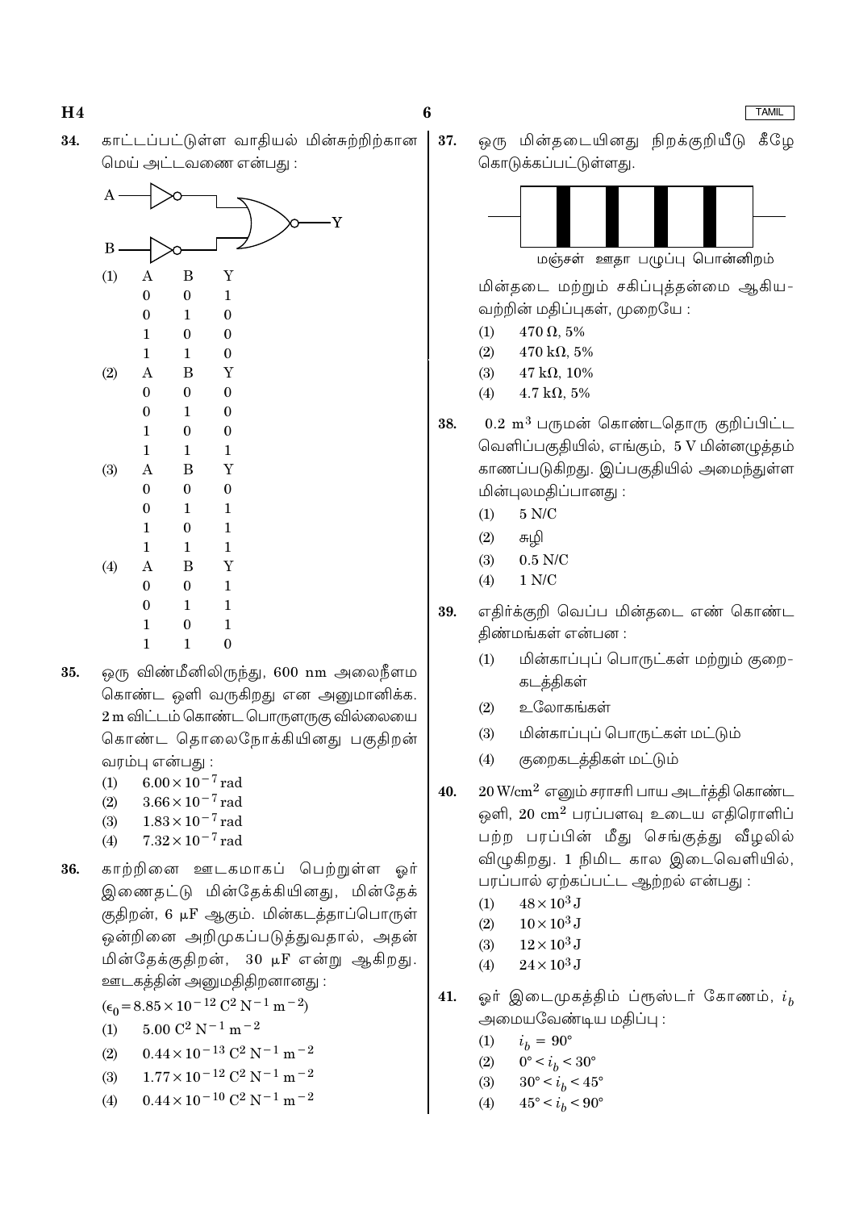34. காட்டப்பட்டுள்ள வாதியல் மின்சுற்றிற்கான மெய் அட்டவணை என்பது :

(1)

| A | B | Y |
|---|---|---|
| 0 | 0 | 1 |
| 0 | 1 | 0 |
| 1 | 0 | 0 |
| 1 | 1 | 0 |

(2)

| A | B | Y |
|---|---|---|
| 0 | 0 | 0 |
| 0 | 1 | 0 |
| 1 | 0 | 0 |
| 1 | 1 | 1 |

(3)

| A | B | Y |
|---|---|---|
| 0 | 0 | 0 |
| 0 | 1 | 1 |
| 1 | 0 | 1 |
| 1 | 1 | 1 |

(4)

| A | B | Y |
|---|---|---|
| 0 | 0 | 1 |
| 0 | 1 | 1 |
| 1 | 0 | 1 |
| 1 | 1 | 0 |

35. ஒரு விண்மீனிலிருந்து, 600 nm அலைநீளம் கொண்ட ஒளி வருகிறது என அனுமானிக்க. 2 m விட்டம் கொண்ட பொருளருகு வில்லையை கொண்ட தொலைநோக்கியினது பகுதிறன் வரம்பு என்பது :

(1) $6.00 \times 10^{-7}$ rad

(2) $3.66 \times 10^{-7}$ rad

(3) $1.83 \times 10^{-7}$ rad

(4) $7.32 \times 10^{-7}$ rad

36. காற்றினை ஊடகமாகப் பெற்றுள்ள ஓர் இணைதட்டு மின்தேக்கியினது, மின்தேக் குதிறன், 6 μF ஆகும். மின்கடத்தாப்பொருள் ஒன்றினை அறிமுகப்படுத்துவதால், அதன் மின்தேக்குதிறன், 30 μF என்று ஆகிறது. ஊடகத்தின் அனுமதித்திறனானது :

($\epsilon_0 = 8.85 \times 10^{-12}$ $C^2$ $N^{-1}$ $m^{-2}$)

(1) $5.00$ $C^2$ $N^{-1}$ $m^{-2}$

(2) $0.44 \times 10^{-13}$ $C^2$ $N^{-1}$ $m^{-2}$

(3) $1.77 \times 10^{-12}$ $C^2$ $N^{-1}$ $m^{-2}$

(4) $0.44 \times 10^{-10}$ $C^2$ $N^{-1}$ $m^{-2}$

37. ஒரு மின்தடையினது நிறக்குறியீடு கீழே கொடுக்கப்பட்டுள்ளது.

மஞ்சள் ஊதா பழுப்பு பொன்னிறம்

மின்தடை மற்றும் சகிப்புத்தன்மை ஆகிய-வற்றின் மதிப்புகள், முறையே :

(1) 470 Ω, 5%

(2) 470 kΩ, 5%

(3) 47 kΩ, 10%

(4) 4.7 kΩ, 5%

38. 0.2 $m^3$ பருமன் கொண்டதொரு குறிப்பிட்ட வெளிப்பகுதியில், எங்கும், 5 V மின்னழுத்தம் காணப்படுகிறது. இப்பகுதியில் அமைந்துள்ள மின்புலமதிப்பானது :

(1) 5 N/C

(2) சுழி

(3) 0.5 N/C

(4) 1 N/C

39. எதிர்க்குறி வெப்ப மின்தடை எண் கொண்ட திண்மங்கள் என்பன :

(1) மின்காப்புப் பொருட்கள் மற்றும் குறை-கடத்திகள்

(2) உலோகங்கள்

(3) மின்காப்புப் பொருட்கள் மட்டும்

(4) குறைகடத்திகள் மட்டும்

40. 20 W/$cm^2$ எனும் சராசரி பாய அடர்த்தி கொண்ட ஒளி, 20 $cm^2$ பரப்பளவு உடைய எதிரொளிப் பற்ற பரப்பின் மீது செங்குத்து வீழலில் விழுகிறது. 1 நிமிட கால இடைவெளியில், பரப்பால் ஏற்கப்பட்ட ஆற்றல் என்பது :

(1) $48 \times 10^3$ J

(2) $10 \times 10^3$ J

(3) $12 \times 10^3$ J

(4) $24 \times 10^3$ J

41. ஓர் இடைமுகத்திம் ப்ரூஸ்டர் கோணம், $i_b$ அமையவேண்டிய மதிப்பு :

(1) $i_b = 90°$

(2) $0° < i_b < 30°$

(3) $30° < i_b < 45°$

(4) $45° < i_b < 90°$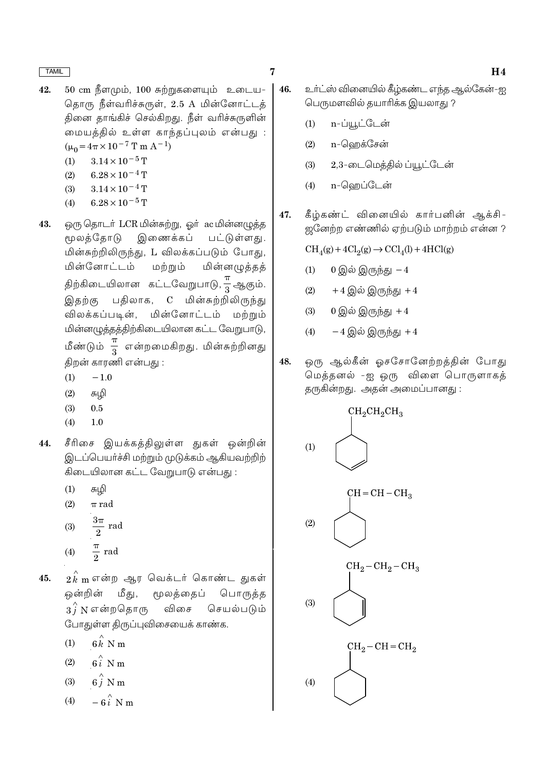42. 50 cm நீளமும், 100 சுற்றுகளையும் உடைய-தொரு நீள்வரிச்சுருள், 2.5 A மின்னோட்டத்தினை தாங்கிச் செல்கிறது. நீள் வரிச்சுருளின் மையத்தில் உள்ள காந்தப்புலம் என்பது : ($\mu_0 = 4\pi \times 10^{-7}$ T m $A^{-1}$)

   (1) $3.14 \times 10^{-5}$ T

   (2) $6.28 \times 10^{-4}$ T

   (3) $3.14 \times 10^{-4}$ T

   (4) $6.28 \times 10^{-5}$ T

43. ஒரு தொடர் LCR மின்சுற்று, ஓர் ac மின்னழுத்த மூலத்தோடு இணைக்கப் பட்டுள்ளது. மின்சுற்றிலிருந்து, L விலக்கப்படும் போது, மின்னோட்டம் மற்றும் மின்னழுத்தத் திற்கிடையிலான கட்டவேறுபாடு, $\frac{\pi}{3}$ ஆகும். இதற்கு பதிலாக, C மின்சுற்றிலிருந்து விலக்கப்படின், மின்னோட்டம் மற்றும் மின்னழுத்தத்திற்கிடையிலான கட்ட வேறுபாடு, மீண்டும் $\frac{\pi}{3}$ என்றமைகிறது. மின்சுற்றினது திறன் காரணி என்பது :

   (1) $-1.0$

   (2) சுழி

   (3) 0.5

   (4) 1.0

44. சீரிசை இயக்கத்திலுள்ள துகள் ஒன்றின் இடப்பெயர்ச்சி மற்றும் முடுக்கம் ஆகியவற்றிற்கிடையிலான கட்ட வேறுபாடு என்பது :

   (1) சுழி

   (2) $\pi$ rad

   (3) $\frac{3\pi}{2}$ rad

   (4) $\frac{\pi}{2}$ rad

45. $2\hat{k}$ m என்ற ஆர வெக்டர் கொண்ட துகள் ஒன்றின் மீது, மூலத்தைப் பொருத்த $3\hat{j}$ N என்றதொரு விசை செயல்படும் போதுள்ள திருப்புவிசையைக் காண்க.

   (1) $6\hat{k}$ N m

   (2) $6\hat{i}$ N m

   (3) $6\hat{j}$ N m

   (4) $-6\hat{i}$ N m

46. உர்ட்ஸ் வினையில் கீழ்கண்ட எந்த ஆல்கேன்-ஐ பெருமளவில் தயாரிக்க இயலாது ?

   (1) n-ப்யூட்டேன்

   (2) n-ஹெக்சேன்

   (3) 2,3-டைமெத்தில் ப்யூட்டேன்

   (4) n-ஹெப்டேன்

47. கீழ்கண்ட் வினையில் கார்பனின் ஆக்சி-ஜனேற்ற எண்ணில் ஏற்படும் மாற்றம் என்ன ?

   $CH_4(g) + 4Cl_2(g) \rightarrow CCl_4(l) + 4HCl(g)$

   (1) 0 இல் இருந்து $-4$

   (2) $+4$ இல் இருந்து $+4$

   (3) 0 இல் இருந்து $+4$

   (4) $-4$ இல் இருந்து $+4$

48. ஒரு ஆல்கீன் ஓசசோனேற்றத்தின் போது மெத்தனல் -ஐ ஒரு விளை பொருளாகத் தருகின்றது. அதன் அமைப்பானது :

   (1) $CH_2CH_2CH_3$ (cyclohexene ring)

   (2) $CH=CH-CH_3$ (cyclohexane ring)

   (3) $CH_2-CH_2-CH_3$ (cyclohexene ring)

   (4) $CH_2-CH=CH_2$ (cyclohexane ring)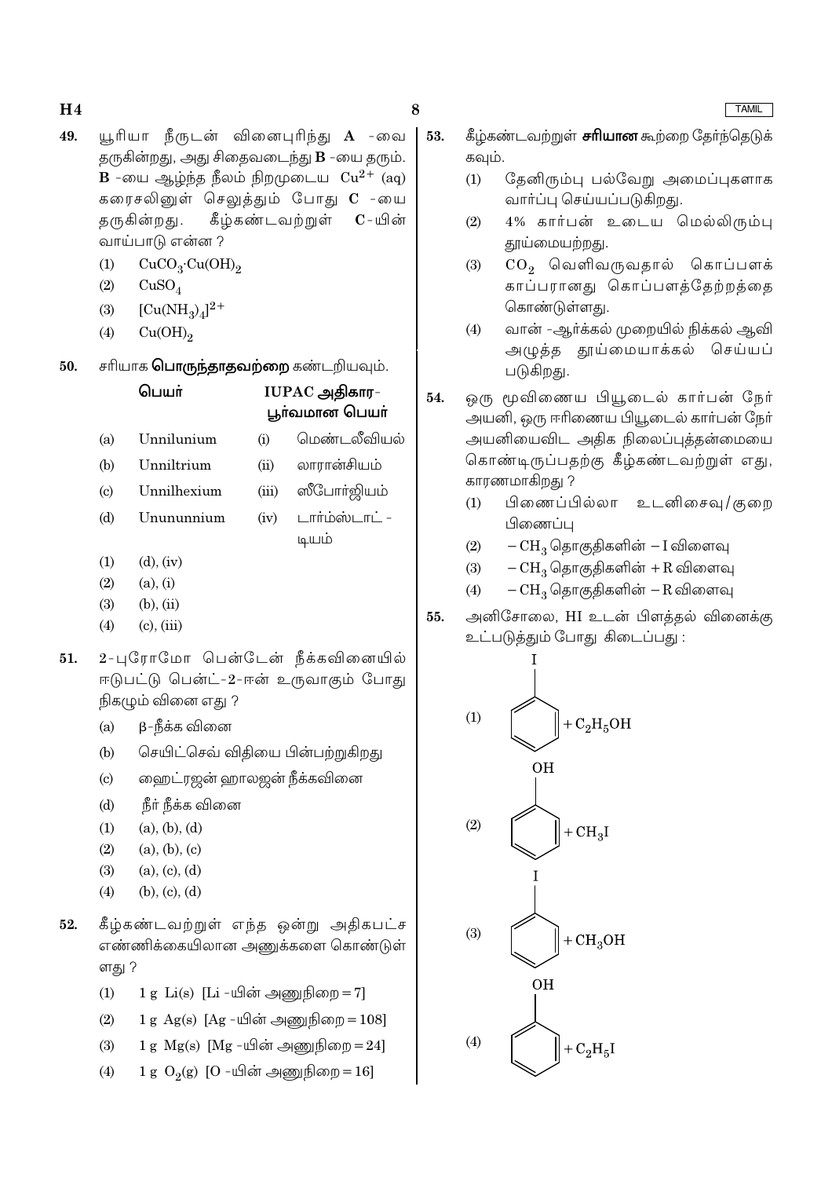49. யூரியா நீருடன் வினைபுரிந்து **A** -வை தருகின்றது, அது சிதைவடைந்து **B** -யை தரும். **B** -யை ஆழ்ந்த நீலம் நிறமுடைய $Cu^{2+}$ (aq) கரைசலினுள் செலுத்தும் போது **C** -யை தருகின்றது. கீழ்கண்டவற்றுள் **C**-யின் வாய்பாடு என்ன ?

   (1) $CuCO_3 \cdot Cu(OH)_2$
   (2) $CuSO_4$
   (3) $[Cu(NH_3)_4]^{2+}$
   (4) $Cu(OH)_2$

50. சரியாக **பொருந்தாதவற்றை** கண்டறியவும்.

| | பெயர் | | IUPAC அதிகார-பூர்வமான பெயர் |
|---|---|---|---|
| (a) | Unnilunium | (i) | மெண்டலீவியம் |
| (b) | Unniltrium | (ii) | லாரான்சியம் |
| (c) | Unnilhexium | (iii) | ஸீபோர்ஜியம் |
| (d) | Unununnium | (iv) | டார்ம்ஸ்டாட்-டியம் |

   (1) (d), (iv)
   (2) (a), (i)
   (3) (b), (ii)
   (4) (c), (iii)

51. 2-புரோமோ பென்டேன் நீக்கவினையில் ஈடுபட்டு பென்ட்-2-ஈன் உருவாகும் போது நிகழும் வினை எது ?

   (a) β-நீக்க வினை
   (b) செயிட்செவ் விதியை பின்பற்றுகிறது
   (c) ஹைட்ரஜன் ஹாலஜன் நீக்கவினை
   (d) நீர் நீக்க வினை

   (1) (a), (b), (d)
   (2) (a), (b), (c)
   (3) (a), (c), (d)
   (4) (b), (c), (d)

52. கீழ்கண்டவற்றுள் எந்த ஒன்று அதிகபட்ச எண்ணிக்கையிலான அணுக்களை கொண்டுள்ளது ?

   (1) 1 g Li(s) [Li -யின் அணுநிறை = 7]
   (2) 1 g Ag(s) [Ag -யின் அணுநிறை = 108]
   (3) 1 g Mg(s) [Mg -யின் அணுநிறை = 24]
   (4) 1 g $O_2$(g) [O -யின் அணுநிறை = 16]

53. கீழ்கண்டவற்றுள் **சரியான** கூற்றை தேர்ந்தெடுக்கவும்.

   (1) தேனிரும்பு பல்வேறு அமைப்புகளாக வார்ப்பு செய்யப்படுகிறது.
   (2) 4% கார்பன் உடைய மெல்லிரும்பு தூய்மையற்றது.
   (3) $CO_2$ வெளிவருவதால் கொப்பளக் காப்பரானது கொப்பளத்தோற்றத்தை கொண்டுள்ளது.
   (4) வான் -ஆர்க்கல் முறையில் நிக்கல் ஆவி அழுத்த தூய்மையாக்கல் செய்யப் படுகிறது.

54. ஒரு மூவிணைய பியூடைல் கார்பன் நேர் அயனி, ஒரு ஈரிணைய பியூடைல் கார்பன் நேர் அயனியைவிட அதிக நிலைப்புத்தன்மையை கொண்டிருப்பதற்கு கீழ்கண்டவற்றுள் எது, காரணமாகிறது ?

   (1) பிணைப்பில்லா உடனிசைவு/குறை பிணைப்பு
   (2) $-CH_3$ தொகுதிகளின் $-I$ விளைவு
   (3) $-CH_3$ தொகுதிகளின் $+R$ விளைவு
   (4) $-CH_3$ தொகுதிகளின் $-R$ விளைவு

55. அனிசோலை, HI உடன் பிளத்தல் வினைக்கு உட்படுத்தும் போது கிடைப்பது :

   (1) அயோடோபென்சீன் (I பதிலீடு செய்யப்பட்ட பென்சீன் வளையம்) $+ C_2H_5OH$
   (2) பீனால் (OH பதிலீடு செய்யப்பட்ட பென்சீன் வளையம்) $+ CH_3I$
   (3) அயோடோபென்சீன் (I பதிலீடு செய்யப்பட்ட பென்சீன் வளையம்) $+ CH_3OH$
   (4) பீனால் (OH பதிலீடு செய்யப்பட்ட பென்சீன் வளையம்) $+ C_2H_5I$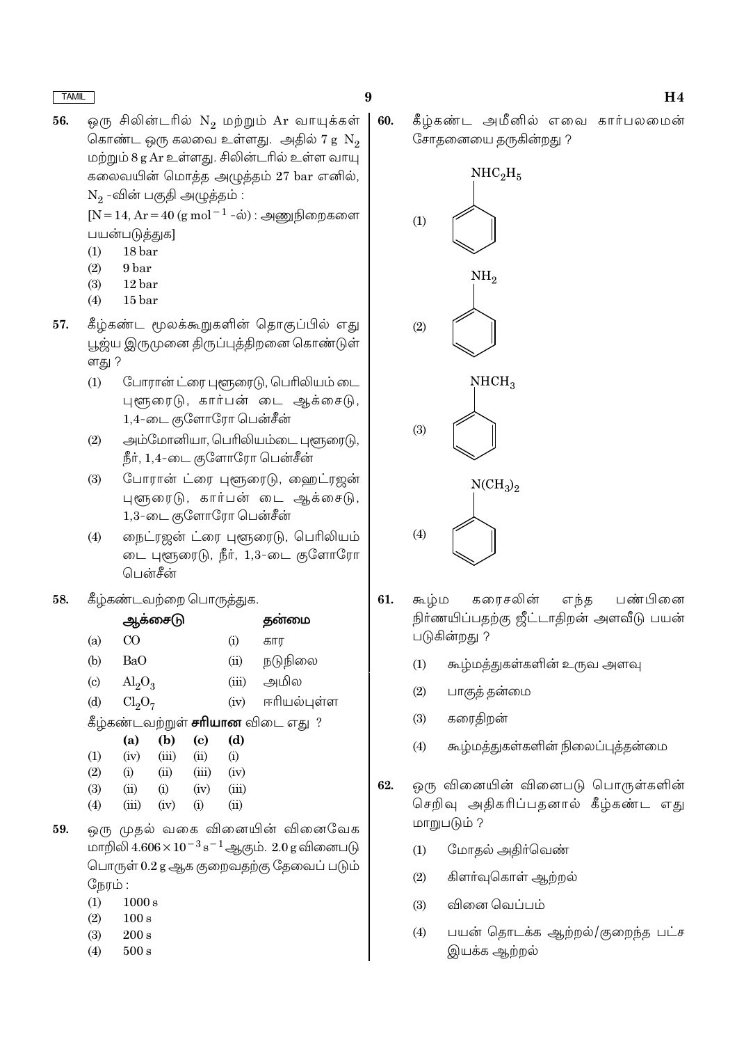56. ஒரு சிலின்டரில் $N_2$ மற்றும் Ar வாயுக்கள் கொண்ட ஒரு கலவை உள்ளது. அதில் 7 g $N_2$ மற்றும் 8 g Ar உள்ளது. சிலின்டரில் உள்ள வாயு கலவையின் மொத்த அழுத்தம் 27 bar எனில், $N_2$ -வின் பகுதி அழுத்தம் :
[N = 14, Ar = 40 ($g\ mol^{-1}$ -ல்) : அணுநிறைகளை பயன்படுத்துக]
(1) 18 bar
(2) 9 bar
(3) 12 bar
(4) 15 bar

57. கீழ்கண்ட மூலக்கூறுகளின் தொகுப்பில் எது பூஜ்ய இருமுனை திருப்புத்திறனை கொண்டுள்ளது ?
(1) போரான் ட்ரை புளூரைடு, பெரிலியம் டை புளூரைடு, கார்பன் டை ஆக்சைடு, 1,4-டை குளோரோ பென்சீன்
(2) அம்மோனியா, பெரிலியம்டை புளூரைடு, நீர், 1,4-டை குளோரோ பென்சீன்
(3) போரான் ட்ரை புளூரைடு, ஹைட்ரஜன் புளூரைடு, கார்பன் டை ஆக்சைடு, 1,3-டை குளோரோ பென்சீன்
(4) நைட்ரஜன் ட்ரை புளூரைடு, பெரிலியம் டை புளூரைடு, நீர், 1,3-டை குளோரோ பென்சீன்

58. கீழ்கண்டவற்றை பொருத்துக.

| | ஆக்சைடு | | தன்மை |
|---|---|---|---|
| (a) | CO | (i) | கார |
| (b) | BaO | (ii) | நடுநிலை |
| (c) | $Al_2O_3$ | (iii) | அமில |
| (d) | $Cl_2O_7$ | (iv) | ஈரியல்புள்ள |

கீழ்கண்டவற்றுள் **சரியான** விடை எது ?

| | (a) | (b) | (c) | (d) |
|---|---|---|---|---|
| (1) | (iv) | (iii) | (ii) | (i) |
| (2) | (i) | (ii) | (iii) | (iv) |
| (3) | (ii) | (i) | (iv) | (iii) |
| (4) | (iii) | (iv) | (i) | (ii) |

59. ஒரு முதல் வகை வினையின் வினைவேக மாறிலி $4.606 \times 10^{-3}\ s^{-1}$ ஆகும். 2.0 g வினைபடு பொருள் 0.2 g ஆக குறைவதற்கு தேவைப் படும் நேரம் :
(1) 1000 s
(2) 100 s
(3) 200 s
(4) 500 s

60. கீழ்கண்ட அமீனில் எவை கார்பலமைன் சோதனையை தருகின்றது ?
(1) $NHC_2H_5$ (பென்சீன் வளையத்துடன்)
(2) $NH_2$ (பென்சீன் வளையத்துடன்)
(3) $NHCH_3$ (பென்சீன் வளையத்துடன்)
(4) $N(CH_3)_2$ (பென்சீன் வளையத்துடன்)

61. கூழ்ம கரைசலின் எந்த பண்பினை நிர்ணயிப்பதற்கு ஜீட்டாதிறன் அளவீடு பயன் படுகின்றது ?
(1) கூழ்மத்துகள்களின் உருவ அளவு
(2) பாகுத் தன்மை
(3) கரைதிறன்
(4) கூழ்மத்துகள்களின் நிலைப்புத்தன்மை

62. ஒரு வினையின் வினைபடு பொருள்களின் செறிவு அதிகரிப்பதனால் கீழ்கண்ட எது மாறுபடும் ?
(1) மோதல் அதிர்வெண்
(2) கிளர்வுகொள் ஆற்றல்
(3) வினை வெப்பம்
(4) பயன் தொடக்க ஆற்றல்/குறைந்த பட்ச இயக்க ஆற்றல்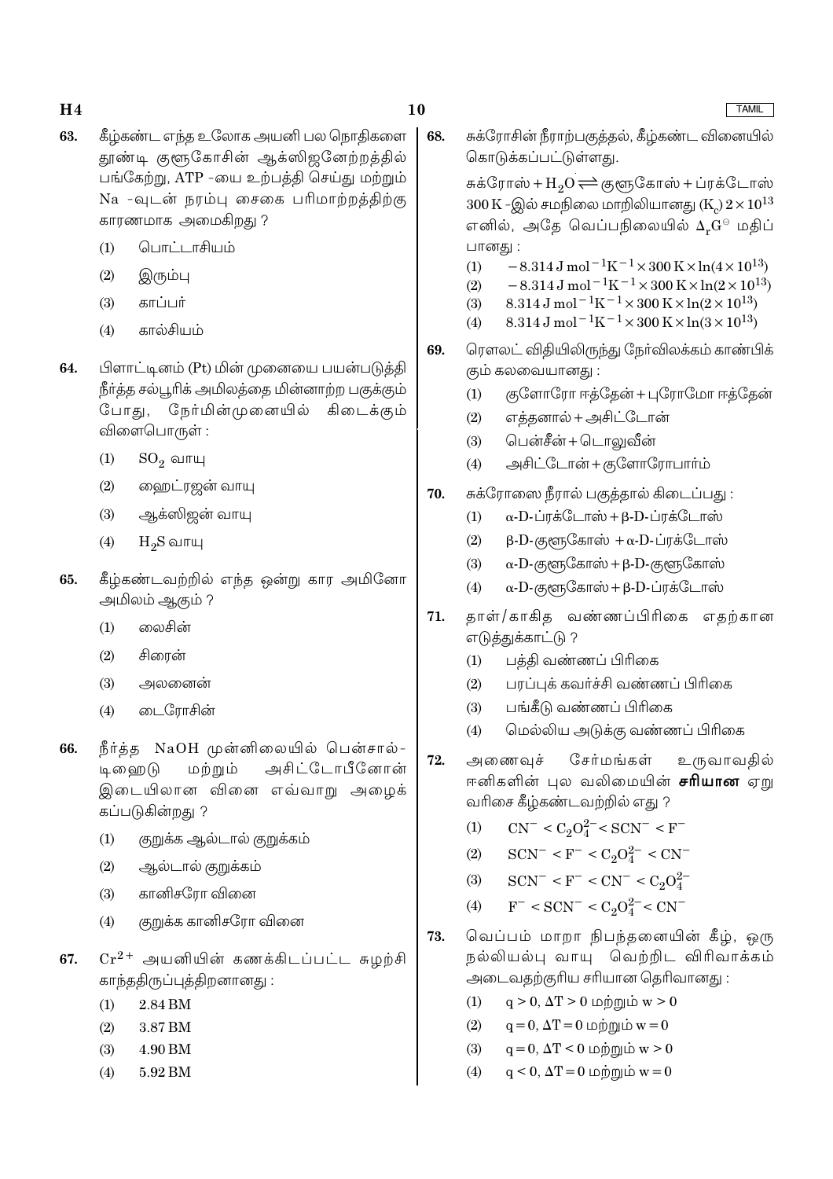63. கீழ்கண்ட எந்த உலோக அயனி பல நொதிகளை தூண்டி குளுகோசின் ஆக்ஸிஜனேற்றத்தில் பங்கேற்று, ATP -யை உற்பத்தி செய்து மற்றும் Na -வுடன் நரம்பு சைகை பரிமாற்றத்திற்கு காரணமாக அமைகிறது ?

   (1) பொட்டாசியம்
   (2) இரும்பு
   (3) காப்பர்
   (4) கால்சியம்

64. பிளாட்டினம் (Pt) மின் முனையை பயன்படுத்தி நீர்த்த சல்பூரிக் அமிலத்தை மின்னாற்ற பகுக்கும் போது, நேர்மின்முனையில் கிடைக்கும் விளைபொருள் :

   (1) $SO_2$ வாயு
   (2) ஹைட்ரஜன் வாயு
   (3) ஆக்ஸிஜன் வாயு
   (4) $H_2S$ வாயு

65. கீழ்கண்டவற்றில் எந்த ஒன்று கார அமினோ அமிலம் ஆகும் ?

   (1) லைசின்
   (2) சிரைன்
   (3) அலனைன்
   (4) டைரோசின்

66. நீர்த்த NaOH முன்னிலையில் பென்சால்டிஹைடு மற்றும் அசிட்டோபீனோன் இடையிலான வினை எவ்வாறு அழைக்கப்படுகின்றது ?

   (1) குறுக்க ஆல்டால் குறுக்கம்
   (2) ஆல்டால் குறுக்கம்
   (3) கானிசரோ வினை
   (4) குறுக்க கானிசரோ வினை

67. $Cr^{2+}$ அயனியின் கணக்கிடப்பட்ட சுழற்சி காந்ததிருப்புத்திறனானது :

   (1) 2.84 BM
   (2) 3.87 BM
   (3) 4.90 BM
   (4) 5.92 BM

68. சுக்ரோசின் நீராற்பகுத்தல், கீழ்கண்ட வினையில் கொடுக்கப்பட்டுள்ளது.

   சுக்ரோஸ் + $H_2O \rightleftharpoons$ குளுகோஸ் + ப்ரக்டோஸ்

   300 K -இல் சமநிலை மாறிலியானது $(K_c)$ $2 \times 10^{13}$ எனில், அதே வெப்பநிலையில் $\Delta_r G^{\ominus}$ மதிப்பானது :

   (1) $-8.314\ J\ mol^{-1}K^{-1} \times 300\ K \times \ln(4 \times 10^{13})$
   (2) $-8.314\ J\ mol^{-1}K^{-1} \times 300\ K \times \ln(2 \times 10^{13})$
   (3) $8.314\ J\ mol^{-1}K^{-1} \times 300\ K \times \ln(2 \times 10^{13})$
   (4) $8.314\ J\ mol^{-1}K^{-1} \times 300\ K \times \ln(3 \times 10^{13})$

69. ரௌலட் விதியிலிருந்து நேர்விலக்கம் காண்பிக்கும் கலவையானது :

   (1) குளோரோ ஈத்தேன் + புரோமோ ஈத்தேன்
   (2) எத்தனால் + அசிட்டோன்
   (3) பென்சீன் + டொலுவீன்
   (4) அசிட்டோன் + குளோரோபார்ம்

70. சுக்ரோஸை நீரால் பகுத்தால் கிடைப்பது :

   (1) α-D-ப்ரக்டோஸ் + β-D-ப்ரக்டோஸ்
   (2) β-D-குளுகோஸ் + α-D-ப்ரக்டோஸ்
   (3) α-D-குளுகோஸ் + β-D-குளுகோஸ்
   (4) α-D-குளுகோஸ் + β-D-ப்ரக்டோஸ்

71. தாள்/காகித வண்ணப்பிரிகை எதற்கான எடுத்துக்காட்டு ?

   (1) பத்தி வண்ணப் பிரிகை
   (2) பரப்புக் கவர்ச்சி வண்ணப் பிரிகை
   (3) பங்கீடு வண்ணப் பிரிகை
   (4) மெல்லிய அடுக்கு வண்ணப் பிரிகை

72. அணைவுச் சேர்மங்கள் உருவாவதில் ஈனிகளின் புல வலிமையின் **சரியான** ஏறு வரிசை கீழ்கண்டவற்றில் எது ?

   (1) $CN^- < C_2O_4^{2-} < SCN^- < F^-$
   (2) $SCN^- < F^- < C_2O_4^{2-} < CN^-$
   (3) $SCN^- < F^- < CN^- < C_2O_4^{2-}$
   (4) $F^- < SCN^- < C_2O_4^{2-} < CN^-$

73. வெப்பம் மாறா நிபந்தனையின் கீழ், ஒரு நல்லியல்பு வாயு வெற்றிட விரிவாக்கம் அடைவதற்குரிய சரியான தெரிவானது :

   (1) $q > 0$, $\Delta T > 0$ மற்றும் $w > 0$
   (2) $q = 0$, $\Delta T = 0$ மற்றும் $w = 0$
   (3) $q = 0$, $\Delta T < 0$ மற்றும் $w > 0$
   (4) $q < 0$, $\Delta T = 0$ மற்றும் $w = 0$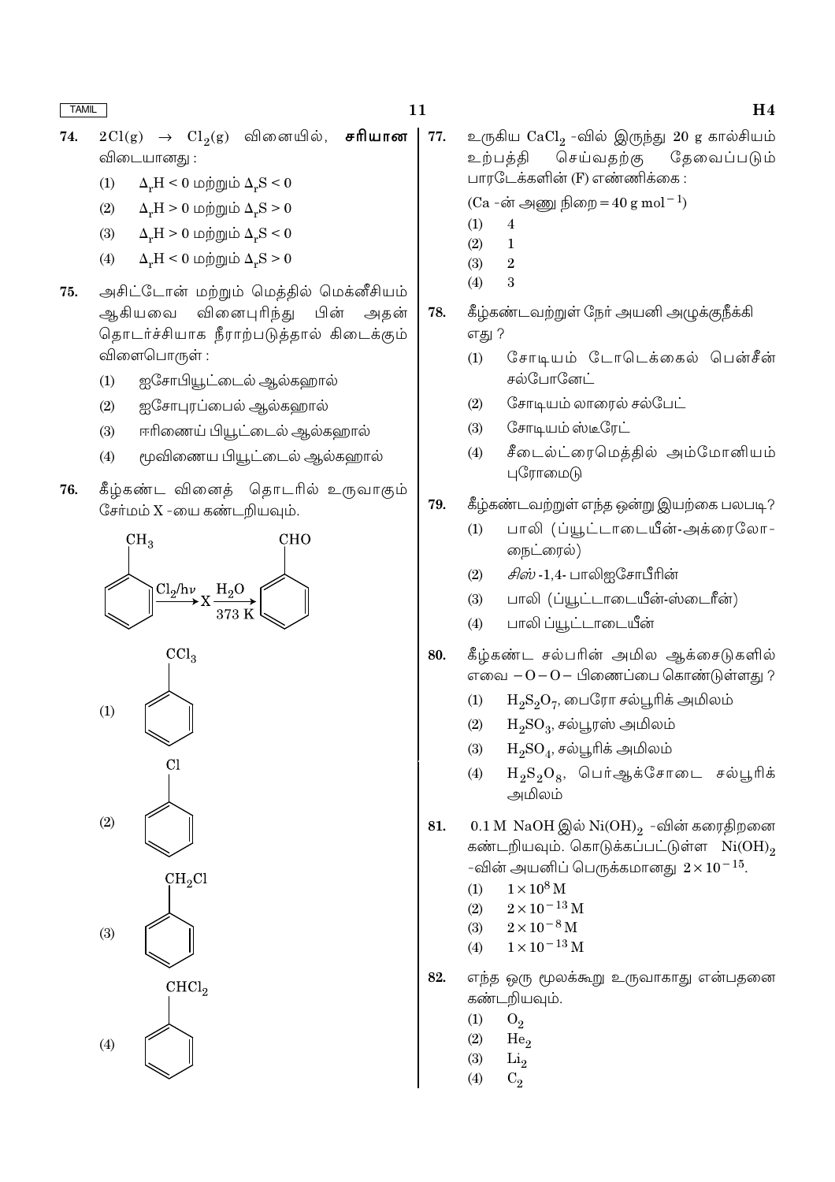74. $2Cl(g) \rightarrow Cl_2(g)$ வினையில், **சரியான** விடையானது :

(1) $\Delta_r H < 0$ மற்றும் $\Delta_r S < 0$

(2) $\Delta_r H > 0$ மற்றும் $\Delta_r S > 0$

(3) $\Delta_r H > 0$ மற்றும் $\Delta_r S < 0$

(4) $\Delta_r H < 0$ மற்றும் $\Delta_r S > 0$

75. அசிட்டோன் மற்றும் மெத்தில் மெக்னீசியம் ஆகியவை வினைபுரிந்து பின் அதன் தொடர்ச்சியாக நீராற்படுத்தால் கிடைக்கும் விளைபொருள் :

(1) ஐசோபியூட்டைல் ஆல்கஹால்

(2) ஐசோபுரப்பைல் ஆல்கஹால்

(3) ஈரிணைய் பியூட்டைல் ஆல்கஹால்

(4) மூவிணைய பியூட்டைல் ஆல்கஹால்

76. கீழ்கண்ட வினைத் தொடரில் உருவாகும் சேர்மம் X -யை கண்டறியவும்.

$$C_6H_5CH_3 \xrightarrow{Cl_2/h\nu} X \xrightarrow[373\text{ K}]{H_2O} C_6H_5CHO$$

(1) $C_6H_5CCl_3$

(2) $C_6H_5Cl$

(3) $C_6H_5CH_2Cl$

(4) $C_6H_5CHCl_2$

77. உருகிய $CaCl_2$ -வில் இருந்து 20 g கால்சியம் உற்பத்தி செய்வதற்கு தேவைப்படும் பாரடேக்களின் (F) எண்ணிக்கை :

(Ca -ன் அணு நிறை $= 40\ g\ mol^{-1}$)

(1) 4

(2) 1

(3) 2

(4) 3

78. கீழ்கண்டவற்றுள் நேர் அயனி அழுக்குநீக்கி எது ?

(1) சோடியம் டோடெக்கைல் பென்சீன் சல்போனேட்

(2) சோடியம் லாரைல் சல்பேட்

(3) சோடியம் ஸ்டீரேட்

(4) சீடைல்ட்ரைமெத்தில் அம்மோனியம் புரோமைடு

79. கீழ்கண்டவற்றுள் எந்த ஒன்று இயற்கை பலபடி?

(1) பாலி (ப்யூட்டாடையீன்-அக்ரைலோ-நைட்ரைல்)

(2) *சிஸ்* -1,4- பாலிஐசோபீரின்

(3) பாலி (ப்யூட்டாடையீன்-ஸ்டைரீன்)

(4) பாலி ப்யூட்டாடையீன்

80. கீழ்கண்ட சல்பரின் அமில ஆக்சைடுகளில் எவை –O–O– பிணைப்பை கொண்டுள்ளது ?

(1) $H_2S_2O_7$, பைரோ சல்பூரிக் அமிலம்

(2) $H_2SO_3$, சல்பூரஸ் அமிலம்

(3) $H_2SO_4$, சல்பூரிக் அமிலம்

(4) $H_2S_2O_8$, பெர்ஆக்சோடை சல்பூரிக் அமிலம்

81. 0.1 M NaOH இல் $Ni(OH)_2$ -வின் கரைதிறனை கண்டறியவும். கொடுக்கப்பட்டுள்ள $Ni(OH)_2$ -வின் அயனிப் பெருக்கமானது $2 \times 10^{-15}$.

(1) $1 \times 10^{8}$ M

(2) $2 \times 10^{-13}$ M

(3) $2 \times 10^{-8}$ M

(4) $1 \times 10^{-13}$ M

82. எந்த ஒரு மூலக்கூறு உருவாகாது என்பதனை கண்டறியவும்.

(1) $O_2$

(2) $He_2$

(3) $Li_2$

(4) $C_2$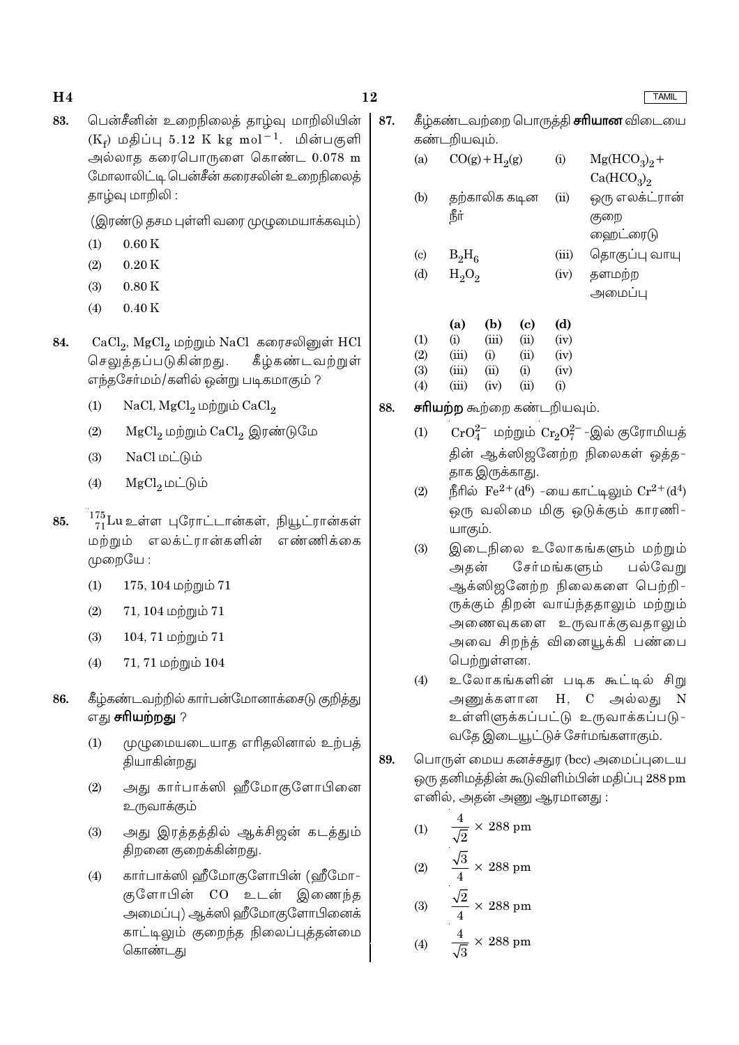83. பென்சீனின் உறைநிலைத் தாழ்வு மாறிலியின் ($K_f$) மதிப்பு 5.12 K kg $mol^{-1}$. மின்பகுளி அல்லாத கரைபொருளை கொண்ட 0.078 m மோலாலிட்டி பென்சீன் கரைசலின் உறைநிலைத் தாழ்வு மாறிலி :

(இரண்டு தசம புள்ளி வரை முழுமையாக்கவும்)

(1) 0.60 K

(2) 0.20 K

(3) 0.80 K

(4) 0.40 K

84. $CaCl_2$, $MgCl_2$ மற்றும் NaCl கரைசலினுள் HCl செலுத்தப்படுகின்றது. கீழ்கண்டவற்றுள் எந்தசேர்மம்/களில் ஒன்று படிகமாகும் ?

(1) NaCl, $MgCl_2$ மற்றும் $CaCl_2$

(2) $MgCl_2$ மற்றும் $CaCl_2$ இரண்டுமே

(3) NaCl மட்டும்

(4) $MgCl_2$ மட்டும்

85. $^{175}_{71}Lu$ உள்ள புரோட்டான்கள், நியூட்ரான்கள் மற்றும் எலக்ட்ரான்களின் எண்ணிக்கை முறையே :

(1) 175, 104 மற்றும் 71

(2) 71, 104 மற்றும் 71

(3) 104, 71 மற்றும் 71

(4) 71, 71 மற்றும் 104

86. கீழ்கண்டவற்றில் கார்பன்மோனாக்சைடு குறித்து எது **சரியற்றது** ?

(1) முழுமையடையாத எரிதலினால் உற்பத்தியாகின்றது

(2) அது கார்பாக்ஸி ஹீமோகுளோபினை உருவாக்கும்

(3) அது இரத்தத்தில் ஆக்சிஜன் கடத்தும் திறனை குறைக்கின்றது.

(4) கார்பாக்ஸி ஹீமோகுளோபின் (ஹீமோகுளோபின் CO உடன் இணைந்த அமைப்பு) ஆக்ஸி ஹீமோகுளோபினைக் காட்டிலும் குறைந்த நிலைப்புத்தன்மை கொண்டது

87. கீழ்கண்டவற்றை பொருத்தி **சரியான** விடையை கண்டறியவும்.

| | | | |
|---|---|---|---|
| (a) | $CO(g) + H_2(g)$ | (i) | $Mg(HCO_3)_2 + Ca(HCO_3)_2$ |
| (b) | தற்காலிக கடின நீர் | (ii) | ஒரு எலக்ட்ரான் குறை ஹைட்ரைடு |
| (c) | $B_2H_6$ | (iii) | தொகுப்பு வாயு |
| (d) | $H_2O_2$ | (iv) | தளமற்ற அமைப்பு |

| | (a) | (b) | (c) | (d) |
|---|---|---|---|---|
| (1) | (i) | (iii) | (ii) | (iv) |
| (2) | (iii) | (i) | (ii) | (iv) |
| (3) | (iii) | (ii) | (i) | (iv) |
| (4) | (iii) | (iv) | (ii) | (i) |

88. **சரியற்ற** கூற்றை கண்டறியவும்.

(1) $CrO_4^{2-}$ மற்றும் $Cr_2O_7^{2-}$ -இல் குரோமியத்தின் ஆக்ஸிஜனேற்ற நிலைகள் ஒத்ததாக இருக்காது.

(2) நீரில் $Fe^{2+}(d^6)$ -யை காட்டிலும் $Cr^{2+}(d^4)$ ஒரு வலிமை மிகு ஒடுக்கும் காரணியாகும்.

(3) இடைநிலை உலோகங்களும் மற்றும் அதன் சேர்மங்களும் பல்வேறு ஆக்ஸிஜனேற்ற நிலைகளை பெற்றிருக்கும் திறன் வாய்ந்ததாலும் மற்றும் அணைவுகளை உருவாக்குவதாலும் அவை சிறந்த் வினையூக்கி பண்பை பெற்றுள்ளன.

(4) உலோகங்களின் படிக கூட்டில் சிறு அணுக்களான H, C அல்லது N உள்ளிளுக்கப்பட்டு உருவாக்கப்படுவதே இடையூட்டுச் சேர்மங்களாகும்.

89. பொருள் மைய கனச்சதுர (bcc) அமைப்புடைய ஒரு தனிமத்தின் கூடுவிளிம்பின் மதிப்பு 288 pm எனில், அதன் அணு ஆரமானது :

(1) $\dfrac{4}{\sqrt{2}} \times 288$ pm

(2) $\dfrac{\sqrt{3}}{4} \times 288$ pm

(3) $\dfrac{\sqrt{2}}{4} \times 288$ pm

(4) $\dfrac{4}{\sqrt{3}} \times 288$ pm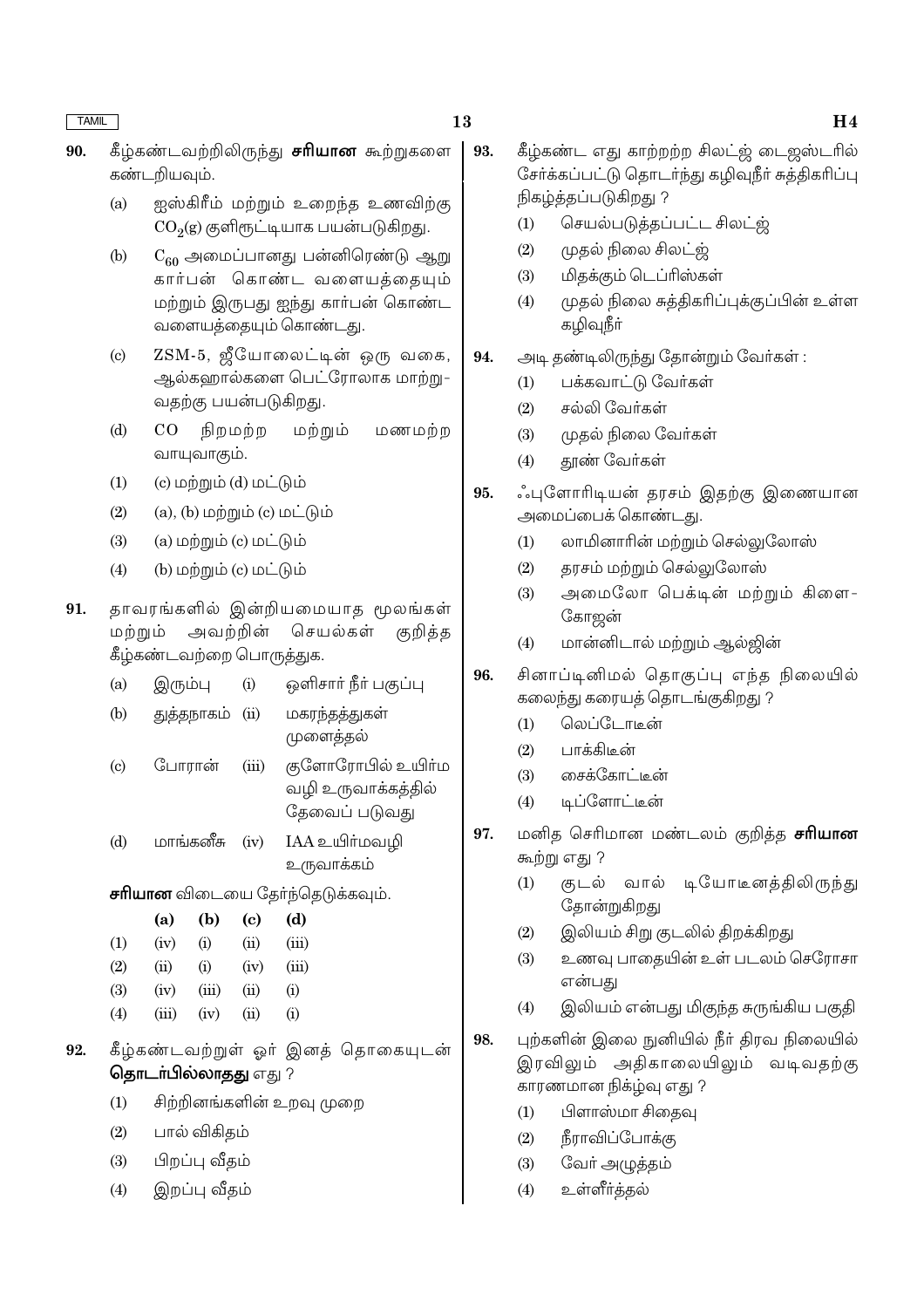90. கீழ்கண்டவற்றிலிருந்து **சரியான** கூற்றுகளை கண்டறியவும்.

(a) ஐஸ்கிரீம் மற்றும் உறைந்த உணவிற்கு $CO_2(g)$ குளிரூட்டியாக பயன்படுகிறது.

(b) $C_{60}$ அமைப்பானது பன்னிரெண்டு ஆறு கார்பன் கொண்ட வளையத்தையும் மற்றும் இருபது ஐந்து கார்பன் கொண்ட வளையத்தையும் கொண்டது.

(c) ZSM-5, ஜீயோலைட்டின் ஒரு வகை, ஆல்கஹால்களை பெட்ரோலாக மாற்று-வதற்கு பயன்படுகிறது.

(d) CO நிறமற்ற மற்றும் மணமற்ற வாயுவாகும்.

(1) (c) மற்றும் (d) மட்டும்
(2) (a), (b) மற்றும் (c) மட்டும்
(3) (a) மற்றும் (c) மட்டும்
(4) (b) மற்றும் (c) மட்டும்

91. தாவரங்களில் இன்றியமையாத மூலங்கள் மற்றும் அவற்றின் செயல்கள் குறித்த கீழ்கண்டவற்றை பொருத்துக.

| | | | |
|---|---|---|---|
| (a) | இரும்பு | (i) | ஒளிசார் நீர் பகுப்பு |
| (b) | துத்தநாகம் | (ii) | மகரந்தத்துகள் முளைத்தல் |
| (c) | போரான் | (iii) | குளோரோபில் உயிர்ம வழி உருவாக்கத்தில் தேவைப் படுவது |
| (d) | மாங்கனீசு | (iv) | IAA உயிர்மவழி உருவாக்கம் |

**சரியான** விடையை தேர்ந்தெடுக்கவும்.

| | (a) | (b) | (c) | (d) |
|---|---|---|---|---|
| (1) | (iv) | (i) | (ii) | (iii) |
| (2) | (ii) | (i) | (iv) | (iii) |
| (3) | (iv) | (iii) | (ii) | (i) |
| (4) | (iii) | (iv) | (ii) | (i) |

92. கீழ்கண்டவற்றுள் ஓர் இனத் தொகையுடன் **தொடர்பில்லாதது** எது ?

(1) சிற்றினங்களின் உறவு முறை
(2) பால் விகிதம்
(3) பிறப்பு வீதம்
(4) இறப்பு வீதம்

93. கீழ்கண்ட எது காற்றற்ற சிலட்ஜ் டைஜஸ்டரில் சேர்க்கப்பட்டு தொடர்ந்து கழிவுநீர் சுத்திகரிப்பு நிகழ்த்தப்படுகிறது ?

(1) செயல்படுத்தப்பட்ட சிலட்ஜ்
(2) முதல் நிலை சிலட்ஜ்
(3) மிதக்கும் டெப்ரிஸ்கள்
(4) முதல் நிலை சுத்திகரிப்புக்குப்பின் உள்ள கழிவுநீர்

94. அடி தண்டிலிருந்து தோன்றும் வேர்கள் :

(1) பக்கவாட்டு வேர்கள்
(2) சல்லி வேர்கள்
(3) முதல் நிலை வேர்கள்
(4) தூண் வேர்கள்

95. ஃபுளோரிடியன் தரசம் இதற்கு இணையான அமைப்பைக் கொண்டது.

(1) லாமினாரின் மற்றும் செல்லுலோஸ்
(2) தரசம் மற்றும் செல்லுலோஸ்
(3) அமைலோ பெக்டின் மற்றும் கிளை-கோஜன்
(4) மான்னிடால் மற்றும் ஆல்ஜின்

96. சினாப்டினிமல் தொகுப்பு எந்த நிலையில் கலைந்து கரையத் தொடங்குகிறது ?

(1) லெப்டோடீன்
(2) பாக்கிடீன்
(3) சைக்கோட்டீன்
(4) டிப்ளோட்டீன்

97. மனித செரிமான மண்டலம் குறித்த **சரியான** கூற்று எது ?

(1) குடல் வால் டியோடீனத்திலிருந்து தோன்றுகிறது
(2) இலியம் சிறு குடலில் திறக்கிறது
(3) உணவு பாதையின் உள் படலம் செரோசா என்பது
(4) இலியம் என்பது மிகுந்த சுருங்கிய பகுதி

98. புற்களின் இலை நுனியில் நீர் திரவ நிலையில் இரவிலும் அதிகாலையிலும் வடிவதற்கு காரணமான நிக்ழ்வு எது ?

(1) பிளாஸ்மா சிதைவு
(2) நீராவிப்போக்கு
(3) வேர் அழுத்தம்
(4) உள்ளீர்த்தல்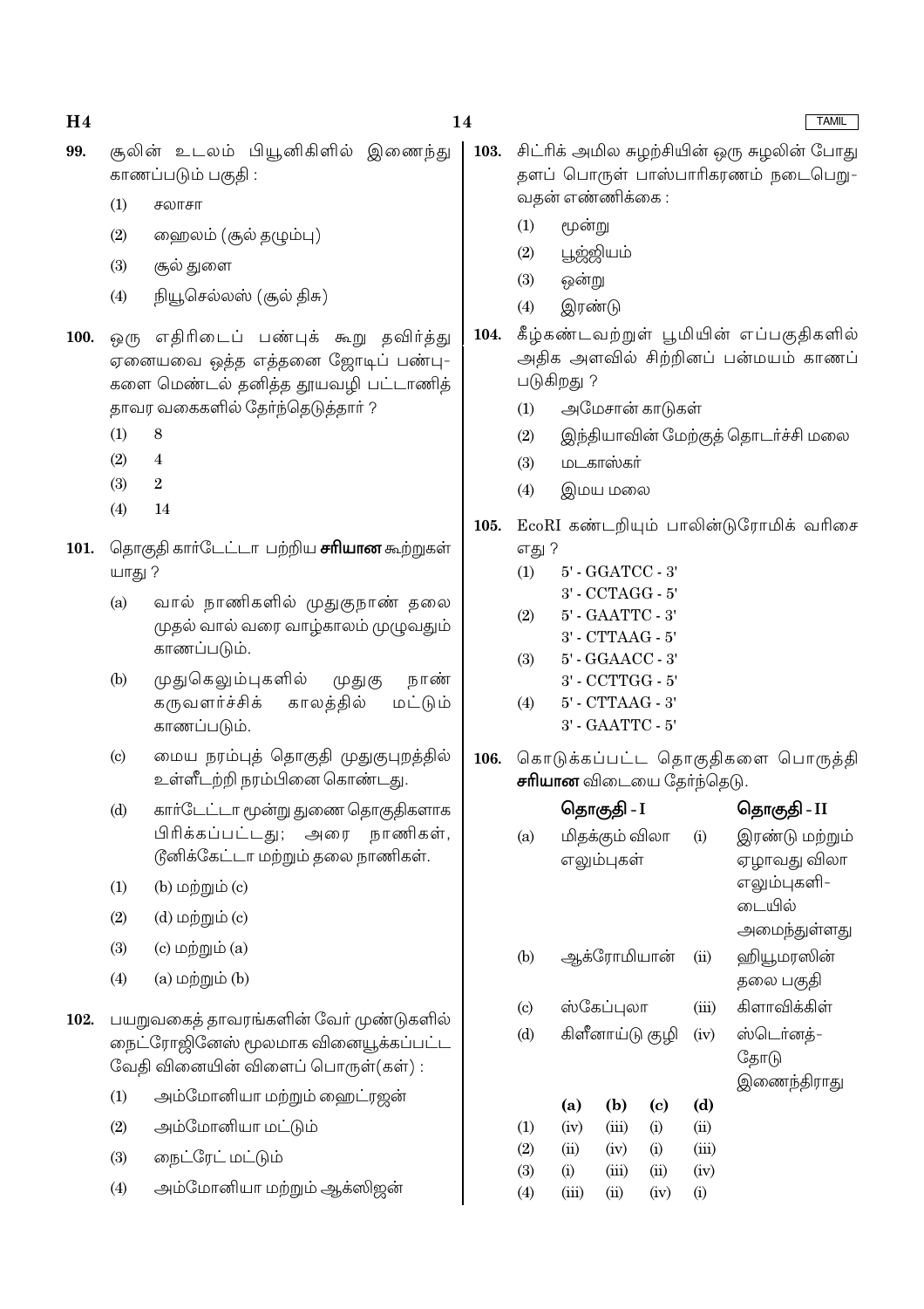99. சூலின் உடலம் பியூனிகிளில் இணைந்து காணப்படும் பகுதி :

(1) சலாசா

(2) ஹைலம் (சூல் தழும்பு)

(3) சூல் துளை

(4) நியூசெல்லஸ் (சூல் திசு)

100. ஒரு எதிரிடைப் பண்புக் கூறு தவிர்த்து ஏனையவை ஒத்த எத்தனை ஜோடிப் பண்பு-களை மெண்டல் தனித்த தூயவழி பட்டாணித் தாவர வகைகளில் தேர்ந்தெடுத்தார் ?

(1) 8

(2) 4

(3) 2

(4) 14

101. தொகுதி கார்டேட்டா பற்றிய **சரியான** கூற்றுகள் யாது ?

(a) வால் நாணிகளில் முதுகுநாண் தலை முதல் வால் வரை வாழ்காலம் முழுவதும் காணப்படும்.

(b) முதுகெலும்புகளில் முதுகு நாண் கருவளர்ச்சிக் காலத்தில் மட்டும் காணப்படும்.

(c) மைய நரம்புத் தொகுதி முதுகுபுறத்தில் உள்ளீடற்றி நரம்பினை கொண்டது.

(d) கார்டேட்டா மூன்று துணை தொகுதிகளாக பிரிக்கப்பட்டது; அரை நாணிகள், டூனிக்கேட்டா மற்றும் தலை நாணிகள்.

(1) (b) மற்றும் (c)

(2) (d) மற்றும் (c)

(3) (c) மற்றும் (a)

(4) (a) மற்றும் (b)

102. பயறுவகைத் தாவரங்களின் வேர் முண்டுகளில் நைட்ரோஜினேஸ் மூலமாக வினையூக்கப்பட்ட வேதி வினையின் விளைப் பொருள்(கள்) :

(1) அம்மோனியா மற்றும் ஹைட்ரஜன்

(2) அம்மோனியா மட்டும்

(3) நைட்ரேட் மட்டும்

(4) அம்மோனியா மற்றும் ஆக்ஸிஜன்

103. சிட்ரிக் அமில சுழற்சியின் ஒரு சுழலின் போது தளப் பொருள் பாஸ்பாரிகரணம் நடைபெறு-வதன் எண்ணிக்கை :

(1) மூன்று

(2) பூஜ்ஜியம்

(3) ஒன்று

(4) இரண்டு

104. கீழ்கண்டவற்றுள் பூமியின் எப்பகுதிகளில் அதிக அளவில் சிற்றினப் பன்மயம் காணப் படுகிறது ?

(1) அமேசான் காடுகள்

(2) இந்தியாவின் மேற்குத் தொடர்ச்சி மலை

(3) மடகாஸ்கர்

(4) இமய மலை

105. EcoRI கண்டறியும் பாலின்டுரோமிக் வரிசை எது ?

(1) 5' - GGATCC - 3'
3' - CCTAGG - 5'

(2) 5' - GAATTC - 3'
3' - CTTAAG - 5'

(3) 5' - GGAACC - 3'
3' - CCTTGG - 5'

(4) 5' - CTTAAG - 3'
3' - GAATTC - 5'

106. கொடுக்கப்பட்ட தொகுதிகளை பொருத்தி **சரியான** விடையை தேர்ந்தெடு.

| | **தொகுதி - I** | | **தொகுதி - II** |
|---|---|---|---|
| (a) | மிதக்கும் விலா எலும்புகள் | (i) | இரண்டு மற்றும் ஏழாவது விலா எலும்புகளி-டையில் அமைந்துள்ளது |
| (b) | ஆக்ரோமியான் | (ii) | ஹியூமரஸின் தலை பகுதி |
| (c) | ஸ்கேப்புலா | (iii) | கிளாவிக்கிள் |
| (d) | கிளீனாய்டு குழி | (iv) | ஸ்டெர்னத்-தோடு இணைந்திராது |

| | **(a)** | **(b)** | **(c)** | **(d)** |
|---|---|---|---|---|
| (1) | (iv) | (iii) | (i) | (ii) |
| (2) | (ii) | (iv) | (i) | (iii) |
| (3) | (i) | (iii) | (ii) | (iv) |
| (4) | (iii) | (ii) | (iv) | (i) |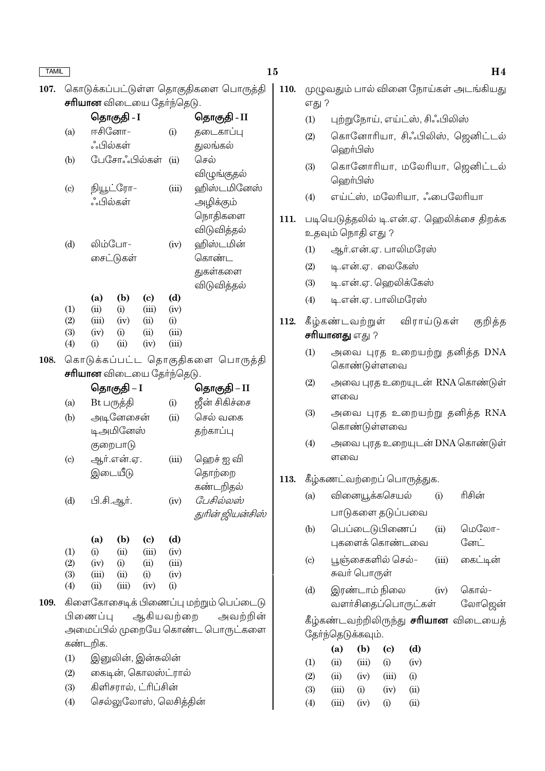**107.** கொடுக்கப்பட்டுள்ள தொகுதிகளை பொருத்தி **சரியான** விடையை தேர்ந்தெடு.

| | தொகுதி - I | | தொகுதி - II |
|---|---|---|---|
| (a) | ஈசினோ-ஃபில்கள் | (i) | தடைகாப்பு துலங்கல் |
| (b) | பேசோஃபில்கள் | (ii) | செல் விழுங்குதல் |
| (c) | நியூட்ரோ-ஃபில்கள் | (iii) | ஹிஸ்டமினேஸ் அழிக்கும் நொதிகளை விடுவித்தல் |
| (d) | லிம்போ-சைட்டுகள் | (iv) | ஹிஸ்டமின் கொண்ட துகள்களை விடுவித்தல் |

| | (a) | (b) | (c) | (d) |
|---|---|---|---|---|
| (1) | (ii) | (i) | (iii) | (iv) |
| (2) | (iii) | (iv) | (ii) | (i) |
| (3) | (iv) | (i) | (ii) | (iii) |
| (4) | (i) | (ii) | (iv) | (iii) |

**108.** கொடுக்கப்பட்ட தொகுதிகளை பொருத்தி **சரியான** விடையை தேர்ந்தெடு.

| | தொகுதி – I | | தொகுதி – II |
|---|---|---|---|
| (a) | Bt பருத்தி | (i) | ஜீன் சிகிச்சை |
| (b) | அடினோசைன் டிஅமினேஸ் குறைபாடு | (ii) | செல் வகை தற்காப்பு |
| (c) | ஆர்.என்.ஏ. இடையீடு | (iii) | ஹெச் ஐ வி தொற்றை கண்டறிதல் |
| (d) | பி.சி.ஆர். | (iv) | *பேசில்லஸ் துரின் ஜியன்சிஸ்* |

| | (a) | (b) | (c) | (d) |
|---|---|---|---|---|
| (1) | (i) | (ii) | (iii) | (iv) |
| (2) | (iv) | (i) | (ii) | (iii) |
| (3) | (iii) | (ii) | (i) | (iv) |
| (4) | (ii) | (iii) | (iv) | (i) |

**109.** கிளைகோசைடிக் பிணைப்பு மற்றும் பெப்டைடு பிணைப்பு ஆகியவற்றை அவற்றின் அமைப்பில் முறையே கொண்ட பொருட்களை கண்டறிக.

(1) இனுலின், இன்சுலின்

(2) கைடின், கொலஸ்ட்ரால்

(3) கிளிசரால், ட்ரிப்சின்

(4) செல்லுலோஸ், லெசித்தின்

**110.** முழுவதும் பால் வினை நோய்கள் அடங்கியது எது ?

(1) புற்றுநோய், எய்ட்ஸ், சிஃபிலிஸ்

(2) கொனோரியா, சிஃபிலிஸ், ஜெனிட்டல் ஹெர்பிஸ்

(3) கொனோரியா, மலேரியா, ஜெனிட்டல் ஹெர்பிஸ்

(4) எய்ட்ஸ், மலேரியா, ஃபைலேரியா

**111.** படியெடுத்தலில் டி.என்.ஏ. ஹெலிக்சை திறக்க உதவும் நொதி எது ?

(1) ஆர்.என்.ஏ. பாலிமரேஸ்

(2) டி.என்.ஏ. லைகேஸ்

(3) டி.என்.ஏ. ஹெலிக்கேஸ்

(4) டி.என்.ஏ. பாலிமரேஸ்

**112.** கீழ்கண்டவற்றுள் விராய்டுகள் குறித்த **சரியானது** எது ?

(1) அவை புரத உறையற்று தனித்த DNA கொண்டுள்ளவை

(2) அவை புரத உறையுடன் RNA கொண்டுள்ளவை

(3) அவை புரத உறையற்று தனித்த RNA கொண்டுள்ளவை

(4) அவை புரத உறையுடன் DNA கொண்டுள்ளவை

**113.** கீழ்கணட்வற்றைப் பொருத்துக.

| | | | |
|---|---|---|---|
| (a) | வினையூக்கசெயல் பாடுகளை தடுப்பவை | (i) | ரிசின் |
| (b) | பெப்டைடுபிணைப்புகளைக் கொண்டவை | (ii) | மெலோ-னேட் |
| (c) | பூஞ்சைகளில் செல்-சுவர் பொருள் | (iii) | கைட்டின் |
| (d) | இரண்டாம் நிலை வளர்சிதைப்பொருட்கள் | (iv) | கொல்-லோஜென் |

கீழ்கண்டவற்றிலிருந்து **சரியான** விடையைத் தேர்ந்தெடுக்கவும்.

| | (a) | (b) | (c) | (d) |
|---|---|---|---|---|
| (1) | (ii) | (iii) | (i) | (iv) |
| (2) | (ii) | (iv) | (iii) | (i) |
| (3) | (iii) | (i) | (iv) | (ii) |
| (4) | (iii) | (iv) | (i) | (ii) |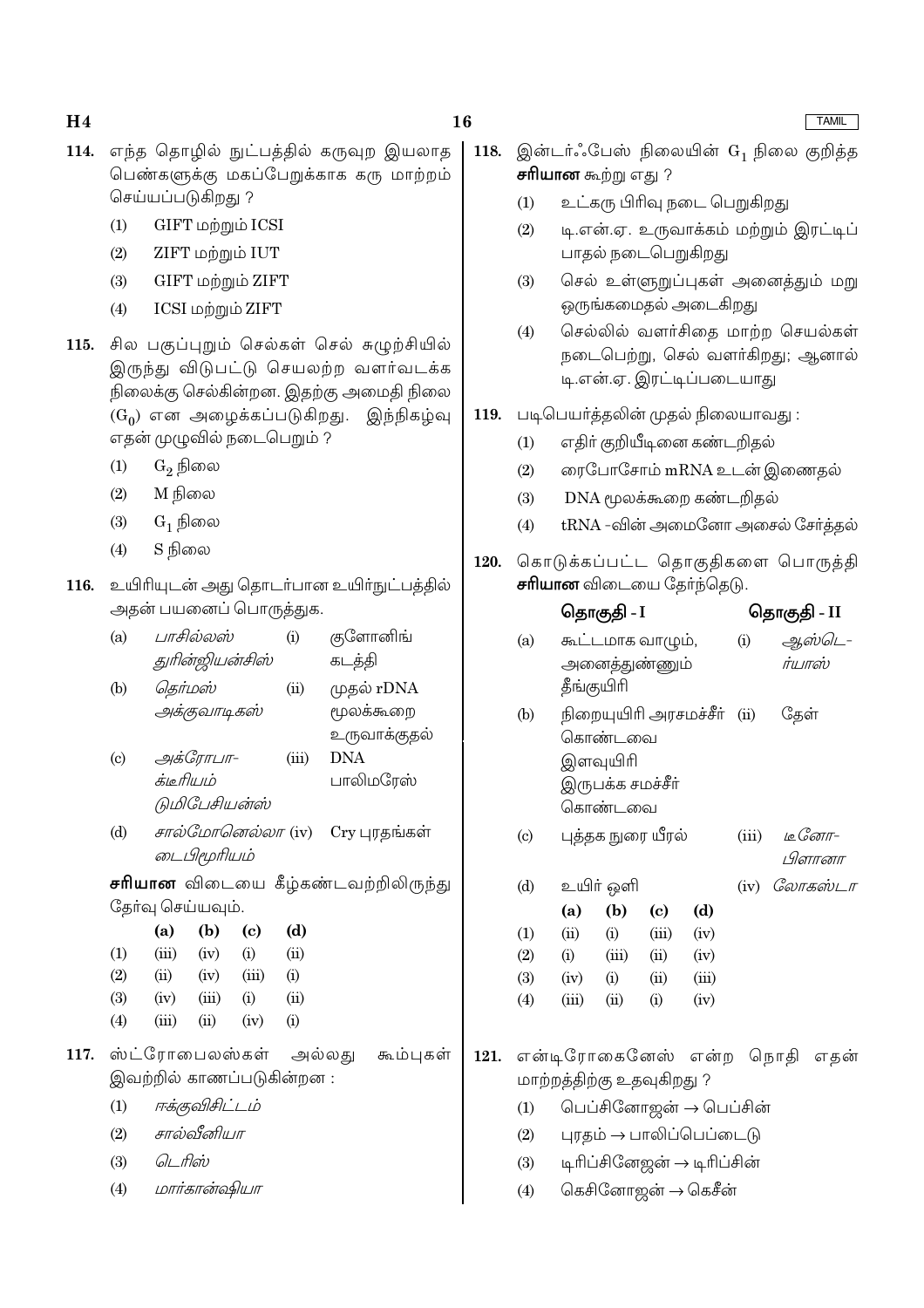114. எந்த தொழில் நுட்பத்தில் கருவுற இயலாத பெண்களுக்கு மகப்பேறுக்காக கரு மாற்றம் செய்யப்படுகிறது ?

(1) GIFT மற்றும் ICSI

(2) ZIFT மற்றும் IUT

(3) GIFT மற்றும் ZIFT

(4) ICSI மற்றும் ZIFT

115. சில பகுப்புறும் செல்கள் செல் சுழற்சியில் இருந்து விடுபட்டு செயலற்ற வளர்வடக்க நிலைக்கு செல்கின்றன. இதற்கு அமைதி நிலை ($G_0$) என அழைக்கப்படுகிறது. இந்நிகழ்வு எதன் முழுவில் நடைபெறும் ?

(1) $G_2$ நிலை

(2) M நிலை

(3) $G_1$ நிலை

(4) S நிலை

116. உயிரியுடன் அது தொடர்பான உயிர்நுட்பத்தில் அதன் பயனைப் பொருத்துக.

| | | | |
|---|---|---|---|
| (a) | *பாசில்லஸ் துரின்ஜியன்சிஸ்* | (i) | குளோனிங் கடத்தி |
| (b) | *தெர்மஸ் அக்குவாடிகஸ்* | (ii) | முதல் rDNA மூலக்கூறை உருவாக்குதல் |
| (c) | *அக்ரோபா-க்டீரியம் டுமிபேசியன்ஸ்* | (iii) | DNA பாலிமரேஸ் |
| (d) | *சால்மோனெல்லா டைபிமூரியம்* | (iv) | Cry புரதங்கள் |

**சரியான** விடையை கீழ்கண்டவற்றிலிருந்து தேர்வு செய்யவும்.

| | (a) | (b) | (c) | (d) |
|---|---|---|---|---|
| (1) | (iii) | (iv) | (i) | (ii) |
| (2) | (ii) | (iv) | (iii) | (i) |
| (3) | (iv) | (iii) | (i) | (ii) |
| (4) | (iii) | (ii) | (iv) | (i) |

117. ஸ்ட்ரோபைலஸ்கள் அல்லது கூம்புகள் இவற்றில் காணப்படுகின்றன :

(1) *ஈக்குவிசிட்டம்*

(2) *சால்வீனியா*

(3) *டெரிஸ்*

(4) *மார்கான்ஷியா*

118. இன்டர்ஃபேஸ் நிலையின் $G_1$ நிலை குறித்த **சரியான** கூற்று எது ?

(1) உட்கரு பிரிவு நடை பெறுகிறது

(2) டி.என்.ஏ. உருவாக்கம் மற்றும் இரட்டிப் பாதல் நடைபெறுகிறது

(3) செல் உள்ளுறுப்புகள் அனைத்தும் மறு ஒருங்கமைதல் அடைகிறது

(4) செல்லில் வளர்சிதை மாற்ற செயல்கள் நடைபெற்று, செல் வளர்கிறது; ஆனால் டி.என்.ஏ. இரட்டிப்படையாது

119. படிபெயர்த்தலின் முதல் நிலையாவது :

(1) எதிர் குறியீடினை கண்டறிதல்

(2) ரைபோசோம் mRNA உடன் இணைதல்

(3) DNA மூலக்கூறை கண்டறிதல்

(4) tRNA -வின் அமைனோ அசைல் சேர்த்தல்

120. கொடுக்கப்பட்ட தொகுதிகளை பொருத்தி **சரியான** விடையை தேர்ந்தெடு.

| | **தொகுதி - I** | | **தொகுதி - II** |
|---|---|---|---|
| (a) | கூட்டமாக வாழும், அனைத்துண்ணும் தீங்குயிரி | (i) | *ஆஸ்டெ-ர்யாஸ்* |
| (b) | நிறையுயிரி அரசமச்சீர் கொண்டவை இளவுயிரி இருபக்க சமச்சீர் கொண்டவை | (ii) | தேள் |
| (c) | புத்தக நுரை யீரல் | (iii) | *டீனோ-பிளானா* |
| (d) | உயிர் ஒளி | (iv) | *லோகஸ்டா* |

| | (a) | (b) | (c) | (d) |
|---|---|---|---|---|
| (1) | (ii) | (i) | (iii) | (iv) |
| (2) | (i) | (iii) | (ii) | (iv) |
| (3) | (iv) | (i) | (ii) | (iii) |
| (4) | (iii) | (ii) | (i) | (iv) |

121. என்டிரோகைனேஸ் என்ற நொதி எதன் மாற்றத்திற்கு உதவுகிறது ?

(1) பெப்சினோஜன் → பெப்சின்

(2) புரதம் → பாலிப்பெப்டைடு

(3) டிரிப்சினேஜன் → டிரிப்சின்

(4) கெசினோஜன் → கெசீன்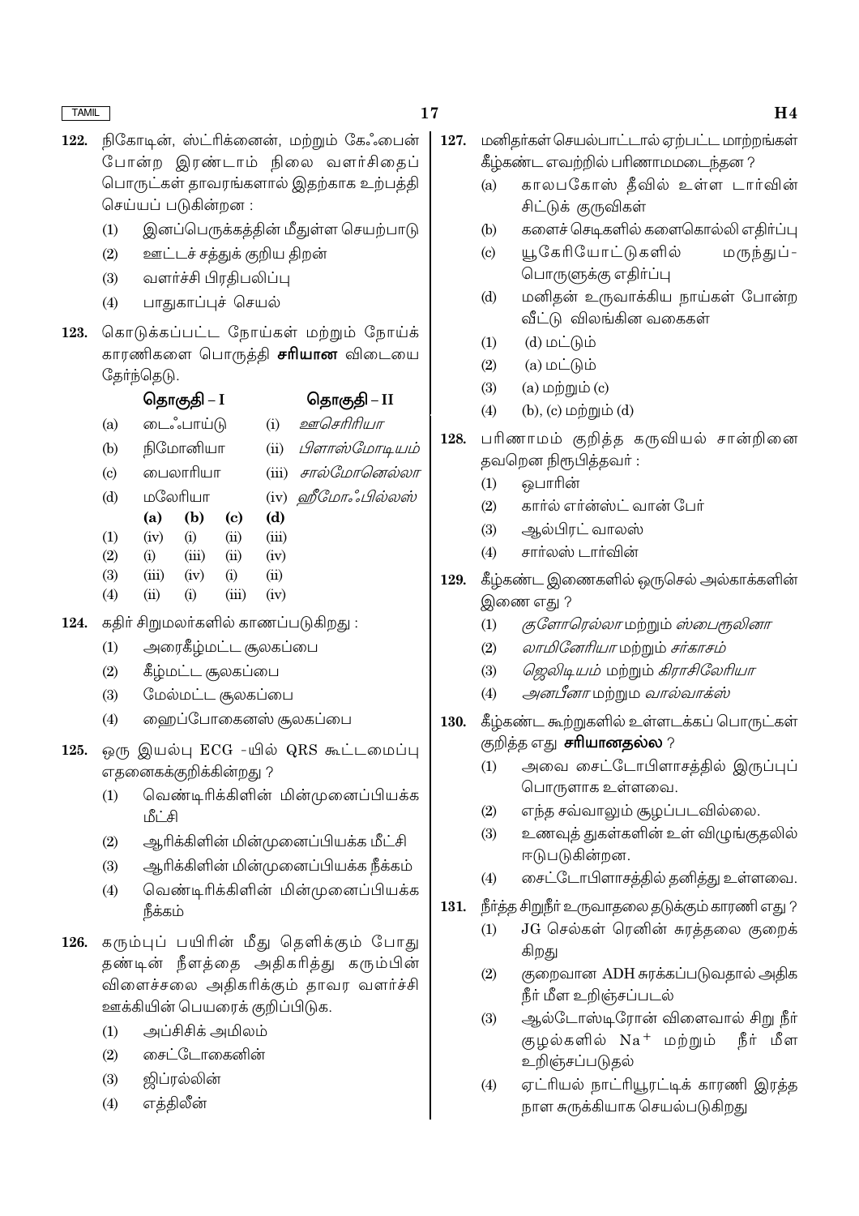**122.** நிகோடின், ஸ்ட்ரிக்னைன், மற்றும் கே∴பைன் போன்ற இரண்டாம் நிலை வளர்சிதைப் பொருட்கள் தாவரங்களால் இதற்காக உற்பத்தி செய்யப் படுகின்றன :

(1) இனப்பெருக்கத்தின் மீதுள்ள செயற்பாடு

(2) ஊட்டச் சத்துக் குறிய திறன்

(3) வளர்ச்சி பிரதிபலிப்பு

(4) பாதுகாப்புச் செயல்

**123.** கொடுக்கப்பட்ட நோய்கள் மற்றும் நோய்க் காரணிகளை பொருத்தி **சரியான** விடையை தேர்ந்தெடு.

| | **தொகுதி – I** | | **தொகுதி – II** |
|---|---|---|---|
| (a) | டை∴பாய்டு | (i) | *ஊசெரிரியா* |
| (b) | நிமோனியா | (ii) | *பிளாஸ்மோடியம்* |
| (c) | பைலாரியா | (iii) | *சால்மோனெல்லா* |
| (d) | மலேரியா | (iv) | *ஹீமோ∴பில்லஸ்* |

| | **(a)** | **(b)** | **(c)** | **(d)** |
|---|---|---|---|---|
| (1) | (iv) | (i) | (ii) | (iii) |
| (2) | (i) | (iii) | (ii) | (iv) |
| (3) | (iii) | (iv) | (i) | (ii) |
| (4) | (ii) | (i) | (iii) | (iv) |

**124.** கதிர் சிறுமலர்களில் காணப்படுகிறது :

(1) அரைகீழ்மட்ட சூலகப்பை

(2) கீழ்மட்ட சூலகப்பை

(3) மேல்மட்ட சூலகப்பை

(4) ஹைப்போகைனஸ் சூலகப்பை

**125.** ஒரு இயல்பு ECG -யில் QRS கூட்டமைப்பு எதனைக்குறிக்கின்றது ?

(1) வெண்டிரிக்கிளின் மின்முனைப்பியக்க மீட்சி

(2) ஆரிக்கிளின் மின்முனைப்பியக்க மீட்சி

(3) ஆரிக்கிளின் மின்முனைப்பியக்க நீக்கம்

(4) வெண்டிரிக்கிளின் மின்முனைப்பியக்க நீக்கம்

**126.** கரும்புப் பயிரின் மீது தெளிக்கும் போது தண்டின் நீளத்தை அதிகரித்து கரும்பின் விளைச்சலை அதிகரிக்கும் தாவர வளர்ச்சி ஊக்கியின் பெயரைக் குறிப்பிடுக.

(1) அப்சிசிக் அமிலம்

(2) சைட்டோகைனின்

(3) ஜிப்ரல்லின்

(4) எத்திலீன்

**127.** மனிதர்கள் செயல்பாட்டால் ஏற்பட்ட மாற்றங்கள் கீழ்கண்ட எவற்றில் பரிணாமமடைந்தன ?

(a) காலபகோஸ் தீவில் உள்ள டார்வின் சிட்டுக் குருவிகள்

(b) களைச் செடிகளில் களைகொல்லி எதிர்ப்பு

(c) யூகேரியோட்டுகளில் மருந்துப்-பொருளுக்கு எதிர்ப்பு

(d) மனிதன் உருவாக்கிய நாய்கள் போன்ற வீட்டு விலங்கின வகைகள்

(1) (d) மட்டும்

(2) (a) மட்டும்

(3) (a) மற்றும் (c)

(4) (b), (c) மற்றும் (d)

**128.** பரிணாமம் குறித்த கருவியல் சான்றினை தவறென நிரூபித்தவர் :

(1) ஒபாரின்

(2) கார்ல் எர்ன்ஸ்ட் வான் பேர்

(3) ஆல்பிரட் வாலஸ்

(4) சார்லஸ் டார்வின்

**129.** கீழ்கண்ட இணைகளில் ஒருசெல் அல்காக்களின் இணை எது ?

(1) *குளோரெல்லா* மற்றும் *ஸ்பைரூலினா*

(2) *லாமினேரியா* மற்றும் *சர்காசம்*

(3) *ஜெலிடியம்* மற்றும் *கிராசிலேரியா*

(4) *அனபீனா* மற்றும *வால்வாக்ஸ்*

**130.** கீழ்கண்ட கூற்றுகளில் உள்ளடக்கப் பொருட்கள் குறித்த எது **சரியானதல்ல** ?

(1) அவை சைட்டோபிளாசத்தில் இருப்புப் பொருளாக உள்ளவை.

(2) எந்த சவ்வாலும் சூழப்படவில்லை.

(3) உணவுத் துகள்களின் உள் விழுங்குதலில் ஈடுபடுகின்றன.

(4) சைட்டோபிளாசத்தில் தனித்து உள்ளவை.

**131.** நீர்த்த சிறுநீர் உருவாதலை தடுக்கும் காரணி எது ?

(1) JG செல்கள் ரெனின் சுரத்தலை குறைக் கிறது

(2) குறைவான ADH சுரக்கப்படுவதால் அதிக நீர் மீள உறிஞ்சப்படல்

(3) ஆல்டோஸ்டிரோன் விளைவால் சிறு நீர் குழல்களில் $Na^+$ மற்றும் நீர் மீள உறிஞ்சப்படுதல்

(4) ஏட்ரியல் நாட்ரியூரட்டிக் காரணி இரத்த நாள சுருக்கியாக செயல்படுகிறது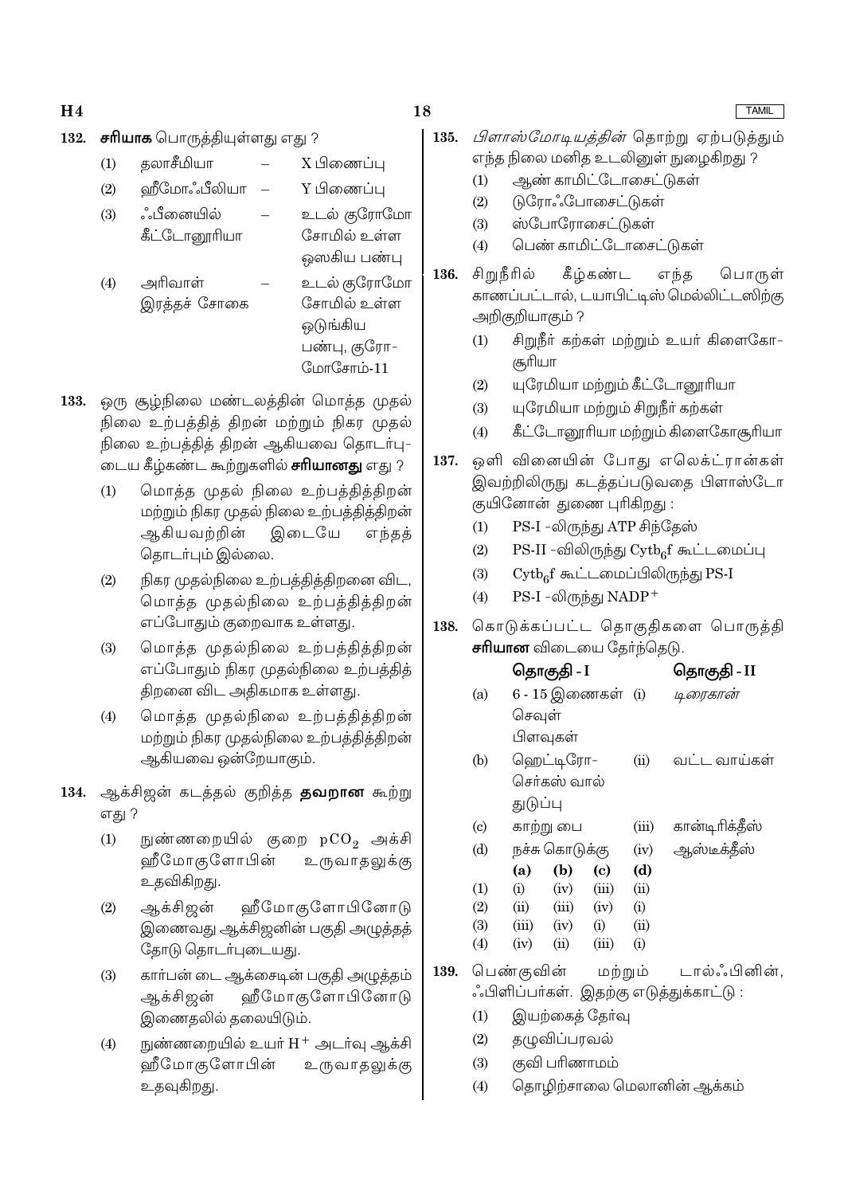132. **சரியாக** பொருத்தியுள்ளது எது ?

(1) தலாசீமியா – X பிணைப்பு

(2) ஹீமோஃபீலியா – Y பிணைப்பு

(3) ஃபீனையில் கீட்டோனூரியா – உடல் குரோமோசோமில் உள்ள ஒஸகிய பண்பு

(4) அரிவாள் இரத்தச் சோகை – உடல் குரோமோசோமில் உள்ள ஒடுங்கிய பண்பு, குரோமோசோம்-11

133. ஒரு சூழ்நிலை மண்டலத்தின் மொத்த முதல் நிலை உற்பத்தித் திறன் மற்றும் நிகர முதல் நிலை உற்பத்தித் திறன் ஆகியவை தொடர்புடைய கீழ்கண்ட கூற்றுகளில் **சரியானது** எது ?

(1) மொத்த முதல் நிலை உற்பத்தித்திறன் மற்றும் நிகர முதல் நிலை உற்பத்தித்திறன் ஆகியவற்றின் இடையே எந்தத் தொடர்பும் இல்லை.

(2) நிகர முதல்நிலை உற்பத்தித்திறனை விட, மொத்த முதல்நிலை உற்பத்தித்திறன் எப்போதும் குறைவாக உள்ளது.

(3) மொத்த முதல்நிலை உற்பத்தித்திறன் எப்போதும் நிகர முதல்நிலை உற்பத்தித் திறனை விட அதிகமாக உள்ளது.

(4) மொத்த முதல்நிலை உற்பத்தித்திறன் மற்றும் நிகர முதல்நிலை உற்பத்தித்திறன் ஆகியவை ஒன்றேயாகும்.

134. ஆக்சிஜன் கடத்தல் குறித்த **தவறான** கூற்று எது ?

(1) நுண்ணறையில் குறை $pCO_2$ அக்சி ஹீமோகுளோபின் உருவாதலுக்கு உதவிகிறது.

(2) ஆக்சிஜன் ஹீமோகுளோபினோடு இணைவது ஆக்சிஜனின் பகுதி அழுத்தத்தோடு தொடர்புடையது.

(3) கார்பன் டை ஆக்சைடின் பகுதி அழுத்தம் ஆக்சிஜன் ஹீமோகுளோபினோடு இணைதலில் தலையிடும்.

(4) நுண்ணறையில் உயர் $H^+$ அடர்வு ஆக்சி ஹீமோகுளோபின் உருவாதலுக்கு உதவுகிறது.

135. *பிளாஸ்மோடியத்தின்* தொற்று ஏற்படுத்தும் எந்த நிலை மனித உடலினுள் நுழைகிறது ?

(1) ஆண் காமிட்டோசைட்டுகள்

(2) டுரோஃபோசைட்டுகள்

(3) ஸ்போரோசைட்டுகள்

(4) பெண் காமிட்டோசைட்டுகள்

136. சிறுநீரில் கீழ்கண்ட எந்த பொருள் காணப்பட்டால், டயாபிட்டிஸ் மெல்லிட்டஸிற்கு அறிகுறியாகும் ?

(1) சிறுநீர் கற்கள் மற்றும் உயர் கிளைகோசூரியா

(2) யுரேமியா மற்றும் கீட்டோனூரியா

(3) யுரேமியா மற்றும் சிறுநீர் கற்கள்

(4) கீட்டோனூரியா மற்றும் கிளைகோசூரியா

137. ஒளி வினையின் போது எலெக்ட்ரான்கள் இவற்றிலிருநு கடத்தப்படுவதை பிளாஸ்டோ குயினோன் துணை புரிகிறது :

(1) PS-I -லிருந்து ATP சிந்தேஸ்

(2) PS-II -விலிருந்து $Cytb_6f$ கூட்டமைப்பு

(3) $Cytb_6f$ கூட்டமைப்பிலிருந்து PS-I

(4) PS-I -லிருந்து $NADP^+$

138. கொடுக்கப்பட்ட தொகுதிகளை பொருத்தி **சரியான** விடையை தேர்ந்தெடு.

| | **தொகுதி - I** | | **தொகுதி - II** |
|---|---|---|---|
| (a) | 6 - 15 இணைகள் செவுள் பிளவுகள் | (i) | *டிரைகான்* |
| (b) | ஹெட்டிரோ-செர்கஸ் வால் துடுப்பு | (ii) | வட்ட வாய்கள் |
| (c) | காற்று பை | (iii) | கான்டிரிக்திஸ் |
| (d) | நச்சு கொடுக்கு | (iv) | ஆஸ்டீக்திஸ் |

| | (a) | (b) | (c) | (d) |
|---|---|---|---|---|
| (1) | (i) | (iv) | (iii) | (ii) |
| (2) | (ii) | (iii) | (iv) | (i) |
| (3) | (iii) | (iv) | (i) | (ii) |
| (4) | (iv) | (ii) | (iii) | (i) |

139. பெண்குவின் மற்றும் டால்ஃபினின், ஃபிளிப்பர்கள். இதற்கு எடுத்துக்காட்டு :

(1) இயற்கைத் தேர்வு

(2) தழுவிப்பரவல்

(3) குவி பரிணாமம்

(4) தொழிற்சாலை மெலானின் ஆக்கம்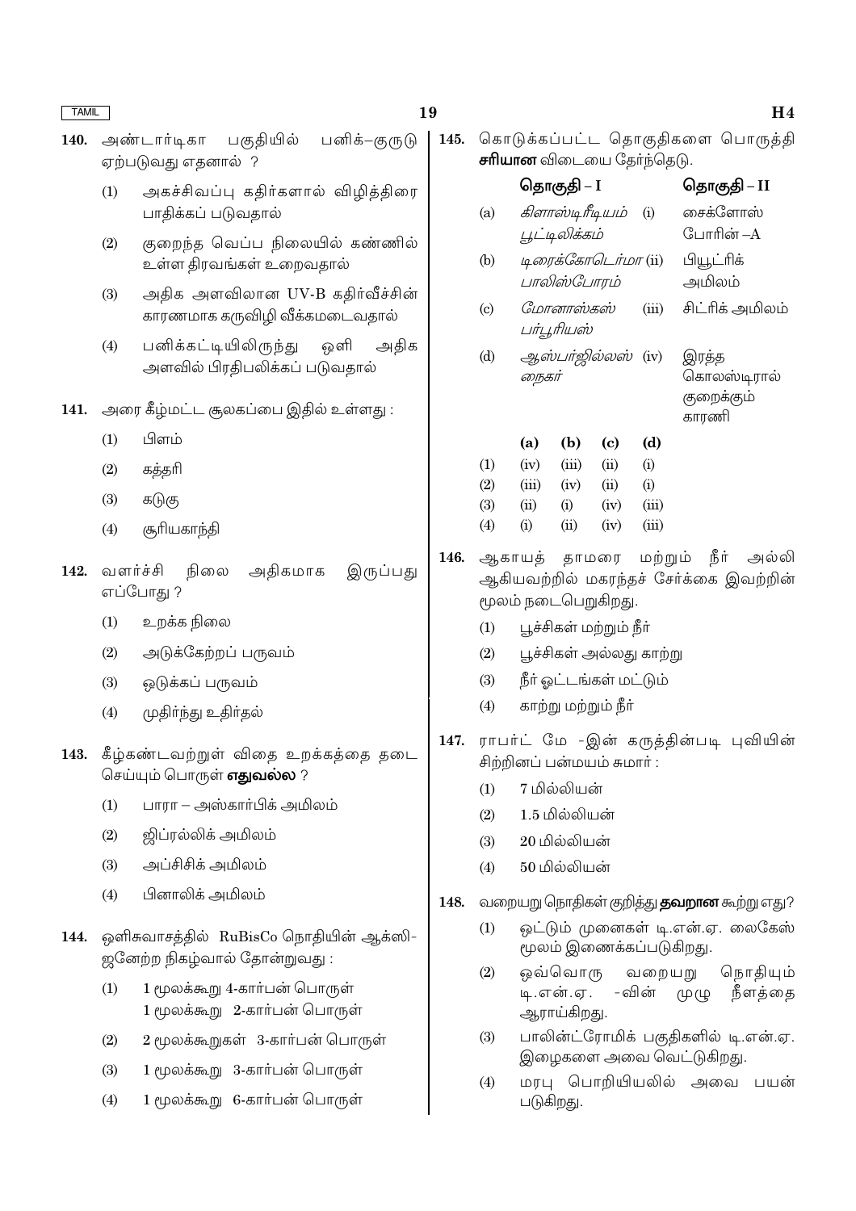140. அண்டார்டிகா பகுதியில் பனிக்–குருடு ஏற்படுவது எதனால் ?

(1) அகச்சிவப்பு கதிர்களால் விழித்திரை பாதிக்கப் படுவதால்

(2) குறைந்த வெப்ப நிலையில் கண்ணில் உள்ள திரவங்கள் உறைவதால்

(3) அதிக அளவிலான UV-B கதிர்வீச்சின் காரணமாக கருவிழி வீக்கமடைவதால்

(4) பனிக்கட்டியிலிருந்து ஒளி அதிக அளவில் பிரதிபலிக்கப் படுவதால்

141. அரை கீழ்மட்ட சூலகப்பை இதில் உள்ளது :

(1) பிளம்

(2) கத்தரி

(3) கடுகு

(4) சூரியகாந்தி

142. வளர்ச்சி நிலை அதிகமாக இருப்பது எப்போது ?

(1) உறக்க நிலை

(2) அடுக்கேற்றப் பருவம்

(3) ஒடுக்கப் பருவம்

(4) முதிர்ந்து உதிர்தல்

143. கீழ்கண்டவற்றுள் விதை உறக்கத்தை தடை செய்யும் பொருள் **எதுவல்ல** ?

(1) பாரா – அஸ்கார்பிக் அமிலம்

(2) ஜிப்ரல்லிக் அமிலம்

(3) அப்சிசிக் அமிலம்

(4) பினாலிக் அமிலம்

144. ஒளிசுவாசத்தில் RuBisCo நொதியின் ஆக்ஸிஜனேற்ற நிகழ்வால் தோன்றுவது :

(1) 1 மூலக்கூறு 4-கார்பன் பொருள்
1 மூலக்கூறு 2-கார்பன் பொருள்

(2) 2 மூலக்கூறுகள் 3-கார்பன் பொருள்

(3) 1 மூலக்கூறு 3-கார்பன் பொருள்

(4) 1 மூலக்கூறு 6-கார்பன் பொருள்

145. கொடுக்கப்பட்ட தொகுதிகளை பொருத்தி **சரியான** விடையை தேர்ந்தெடு.

| | **தொகுதி – I** | | **தொகுதி – II** |
|---|---|---|---|
| (a) | *கிளாஸ்டிரீடியம் பூட்டிலிக்கம்* | (i) | சைக்ளோஸ் போரின் –A |
| (b) | *டிரைக்கோடெர்மா பாலிஸ்போரம்* | (ii) | பியூட்ரிக் அமிலம் |
| (c) | *மோனாஸ்கஸ் பர்பூரியஸ்* | (iii) | சிட்ரிக் அமிலம் |
| (d) | *ஆஸ்பர்ஜில்லஸ் நைகர்* | (iv) | இரத்த கொலஸ்டிரால் குறைக்கும் காரணி |

| | (a) | (b) | (c) | (d) |
|---|---|---|---|---|
| (1) | (iv) | (iii) | (ii) | (i) |
| (2) | (iii) | (iv) | (ii) | (i) |
| (3) | (ii) | (i) | (iv) | (iii) |
| (4) | (i) | (ii) | (iv) | (iii) |

146. ஆகாயத் தாமரை மற்றும் நீர் அல்லி ஆகியவற்றில் மகரந்தச் சேர்க்கை இவற்றின் மூலம் நடைபெறுகிறது.

(1) பூச்சிகள் மற்றும் நீர்

(2) பூச்சிகள் அல்லது காற்று

(3) நீர் ஓட்டங்கள் மட்டும்

(4) காற்று மற்றும் நீர்

147. ராபர்ட் மே -இன் கருத்தின்படி புவியின் சிற்றினப் பன்மயம் சுமார் :

(1) 7 மில்லியன்

(2) 1.5 மில்லியன்

(3) 20 மில்லியன்

(4) 50 மில்லியன்

148. வறையறு நொதிகள் குறித்து **தவறான** கூற்று எது?

(1) ஒட்டும் முனைகள் டி.என்.ஏ. லைகேஸ் மூலம் இணைக்கப்படுகிறது.

(2) ஒவ்வொரு வறையறு நொதியும் டி.என்.ஏ. -வின் முழு நீளத்தை ஆராய்கிறது.

(3) பாலின்ட்ரோமிக் பகுதிகளில் டி.என்.ஏ. இழைகளை அவை வெட்டுகிறது.

(4) மரபு பொறியியலில் அவை பயன் படுகிறது.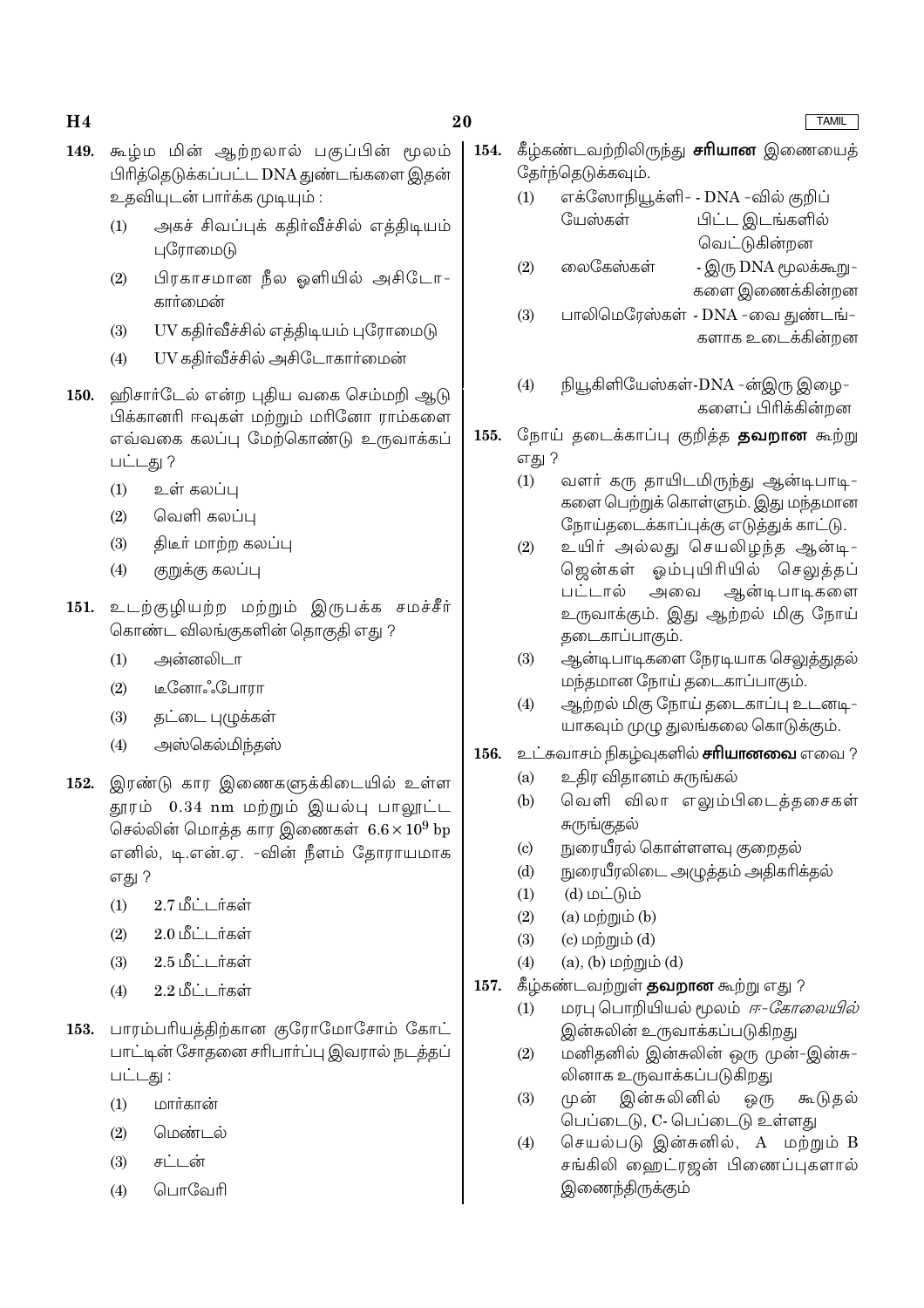149. கூழ்ம மின் ஆற்றலால் பகுப்பின் மூலம் பிரித்தெடுக்கப்பட்ட DNA துண்டங்களை இதன் உதவியுடன் பார்க்க முடியும் :

(1) அகச் சிவப்புக் கதிர்வீச்சில் எத்திடியம் புரோமைடு

(2) பிரகாசமான நீல ஒளியில் அசிடோ-கார்மைன்

(3) UV கதிர்வீச்சில் எத்திடியம் புரோமைடு

(4) UV கதிர்வீச்சில் அசிடோகார்மைன்

150. ஹிசார்டேல் என்ற புதிய வகை செம்மறி ஆடு பிக்கானரி ஈவுகள் மற்றும் மரினோ ராம்களை எவ்வகை கலப்பு மேற்கொண்டு உருவாக்கப் பட்டது ?

(1) உள் கலப்பு

(2) வெளி கலப்பு

(3) திடீர் மாற்ற கலப்பு

(4) குறுக்கு கலப்பு

151. உடற்குழியற்ற மற்றும் இருபக்க சமச்சீர் கொண்ட விலங்குகளின் தொகுதி எது ?

(1) அன்னலிடா

(2) டீனோஃபோரா

(3) தட்டை புழுக்கள்

(4) அஸ்கெல்மிந்தஸ்

152. இரண்டு கார இணைகளுக்கிடையில் உள்ள தூரம் 0.34 nm மற்றும் இயல்பு பாலூட்ட செல்லின் மொத்த கார இணைகள் $6.6 \times 10^9$ bp எனில், டி.என்.ஏ. -வின் நீளம் தோராயமாக எது ?

(1) 2.7 மீட்டர்கள்

(2) 2.0 மீட்டர்கள்

(3) 2.5 மீட்டர்கள்

(4) 2.2 மீட்டர்கள்

153. பாரம்பரியத்திற்கான குரோமோசோம் கோட்பாட்டின் சோதனை சரிபார்ப்பு இவரால் நடத்தப் பட்டது :

(1) மார்கான்

(2) மெண்டல்

(3) சட்டன்

(4) பொவேரி

154. கீழ்கண்டவற்றிலிருந்து **சரியான** இணையைத் தேர்ந்தெடுக்கவும்.

(1) எக்ஸோநியூக்ளி-யேஸ்கள் - DNA -வில் குறிப்பிட்ட இடங்களில் வெட்டுகின்றன

(2) லைகேஸ்கள் - இரு DNA மூலக்கூறு-களை இணைக்கின்றன

(3) பாலிமெரேஸ்கள் - DNA -வை துண்டங்-களாக உடைக்கின்றன

(4) நியூகிளியேஸ்கள்-DNA -ன்இரு இழை-களைப் பிரிக்கின்றன

155. நோய் தடைக்காப்பு குறித்த **தவறான** கூற்று எது ?

(1) வளர் கரு தாயிடமிருந்து ஆன்டிபாடி-களை பெற்றுக் கொள்ளும். இது மந்தமான நோய்தடைக்காப்புக்கு எடுத்துக் காட்டு.

(2) உயிர் அல்லது செயலிழந்த ஆன்டி-ஜென்கள் ஓம்புயிரியில் செலுத்தப் பட்டால் அவை ஆன்டிபாடிகளை உருவாக்கும். இது ஆற்றல் மிகு நோய் தடைகாப்பாகும்.

(3) ஆன்டிபாடிகளை நேரடியாக செலுத்துதல் மந்தமான நோய் தடைகாப்பாகும்.

(4) ஆற்றல் மிகு நோய் தடைகாப்பு உடனடி-யாகவும் முழு துலங்கலை கொடுக்கும்.

156. உட்சுவாசம் நிகழ்வுகளில் **சரியானவை** எவை ?

(a) உதிர விதானம் சுருங்கல்

(b) வெளி விலா எலும்பிடைத்தசைகள் சுருங்குதல்

(c) நுரையீரல் கொள்ளளவு குறைதல்

(d) நுரையீரலிடை அழுத்தம் அதிகரித்தல்

(1) (d) மட்டும்

(2) (a) மற்றும் (b)

(3) (c) மற்றும் (d)

(4) (a), (b) மற்றும் (d)

157. கீழ்கண்டவற்றுள் **தவறான** கூற்று எது ?

(1) மரபு பொறியியல் மூலம் *ஈ-கோலையில்* இன்சுலின் உருவாக்கப்படுகிறது

(2) மனிதனில் இன்சுலின் ஒரு முன்-இன்சு-லினாக உருவாக்கப்படுகிறது

(3) முன் இன்சுலினில் ஒரு கூடுதல் பெப்டைடு, C- பெப்டைடு உள்ளது

(4) செயல்படு இன்சுனில், A மற்றும் B சங்கிலி ஹைட்ரஜன் பிணைப்புகளால் இணைந்திருக்கும்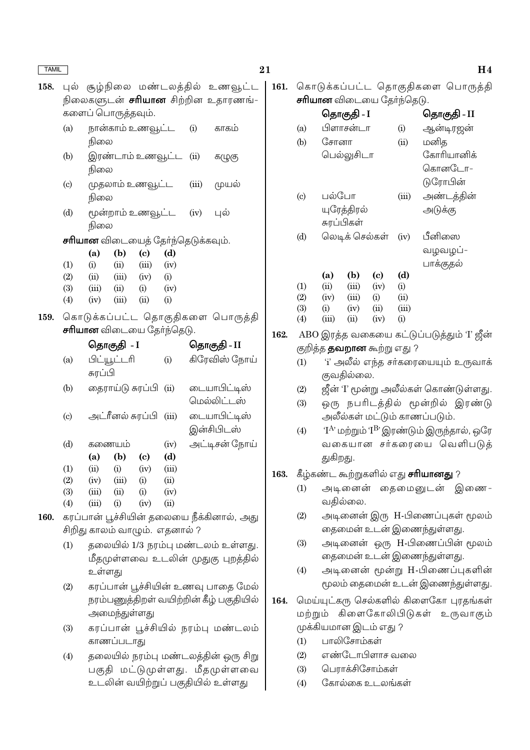**158.** புல் சூழ்நிலை மண்டலத்தில் உணவூட்ட நிலைகளுடன் **சரியான** சிற்றின உதாரணங்-களைப் பொருத்தவும்.

| | | | |
|---|---|---|---|
| (a) | நான்காம் உணவூட்ட நிலை | (i) | காகம் |
| (b) | இரண்டாம் உணவூட்ட நிலை | (ii) | கழுகு |
| (c) | முதலாம் உணவூட்ட நிலை | (iii) | முயல் |
| (d) | மூன்றாம் உணவூட்ட நிலை | (iv) | புல் |

**சரியான** விடையைத் தேர்ந்தெடுக்கவும்.

| | (a) | (b) | (c) | (d) |
|---|---|---|---|---|
| (1) | (i) | (ii) | (iii) | (iv) |
| (2) | (ii) | (iii) | (iv) | (i) |
| (3) | (iii) | (ii) | (i) | (iv) |
| (4) | (iv) | (iii) | (ii) | (i) |

**159.** கொடுக்கப்பட்ட தொகுதிகளை பொருத்தி **சரியான** விடையை தேர்ந்தெடு.

| | தொகுதி - I | | தொகுதி - II |
|---|---|---|---|
| (a) | பிட்யூட்டரி சுரப்பி | (i) | கிரேவிஸ் நோய் |
| (b) | தைராய்டு சுரப்பி | (ii) | டையாபிட்டிஸ் மெல்லிட்டஸ் |
| (c) | அட்ரீனல் சுரப்பி | (iii) | டையாபிட்டிஸ் இன்சிபிடஸ் |
| (d) | கணையம் | (iv) | அட்டிசன் நோய் |

| | (a) | (b) | (c) | (d) |
|---|---|---|---|---|
| (1) | (ii) | (i) | (iv) | (iii) |
| (2) | (iv) | (iii) | (i) | (ii) |
| (3) | (iii) | (ii) | (i) | (iv) |
| (4) | (iii) | (i) | (iv) | (ii) |

**160.** கரப்பான் பூச்சியின் தலையை நீக்கினால், அது சிறிது காலம் வாழும். எதனால் ?

(1) தலையில் 1/3 நரம்பு மண்டலம் உள்ளது. மீதமுள்ளவை உடலின் முதுகு புறத்தில் உள்ளது

(2) கரப்பான் பூச்சியின் உணவு பாதை மேல் நரம்பணுத்திரள் வயிற்றின் கீழ் பகுதியில் அமைந்துள்ளது

(3) கரப்பான் பூச்சியில் நரம்பு மண்டலம் காணப்படாது

(4) தலையில் நரம்பு மண்டலத்தின் ஒரு சிறு பகுதி மட்டுமுள்ளது. மீதமுள்ளவை உடலின் வயிற்றுப் பகுதியில் உள்ளது

**161.** கொடுக்கப்பட்ட தொகுதிகளை பொருத்தி **சரியான** விடையை தேர்ந்தெடு.

| | தொகுதி - I | | தொகுதி - II |
|---|---|---|---|
| (a) | பிளாசன்டா | (i) | ஆன்டிரஜன் |
| (b) | சோனா பெல்லுசிடா | (ii) | மனித கோரியானிக் கொனடோ-டுரோபின் |
| (c) | பல்போ யுரேத்திரல் சுரப்பிகள் | (iii) | அண்டத்தின் அடுக்கு |
| (d) | லெடிக் செல்கள் | (iv) | பீனிஸை வழவழப்-பாக்குதல் |

| | (a) | (b) | (c) | (d) |
|---|---|---|---|---|
| (1) | (ii) | (iii) | (iv) | (i) |
| (2) | (iv) | (iii) | (i) | (ii) |
| (3) | (i) | (iv) | (ii) | (iii) |
| (4) | (iii) | (ii) | (iv) | (i) |

**162.** ABO இரத்த வகையை கட்டுப்படுத்தும் 'I' ஜீன் குறித்த **தவறான** கூற்று எது ?

(1) 'i' அலீல் எந்த சர்க்கரையையும் உருவாக் குவதில்லை.

(2) ஜீன் 'I' மூன்று அலீல்கள் கொண்டுள்ளது.

(3) ஒரு நபரிடத்தில் மூன்றில் இரண்டு அலீல்கள் மட்டும் காணப்படும்.

(4) '$I^A$' மற்றும் '$I^B$' இரண்டும் இருந்தால், ஒரே வகையான சர்க்கரையை வெளிபடுத் துகிறது.

**163.** கீழ்கண்ட கூற்றுகளில் எது **சரியானது** ?

(1) அடினைன் தைமைனுடன் இணை-வதில்லை.

(2) அடினைன் இரு H-பிணைப்புகள் மூலம் தைமைன் உடன் இணைந்துள்ளது.

(3) அடினைன் ஒரு H-பிணைப்பின் மூலம் தைமைன் உடன் இணைந்துள்ளது.

(4) அடினைன் மூன்று H-பிணைப்புகளின் மூலம் தைமைன் உடன் இணைந்துள்ளது.

**164.** மெய்யுட்கரு செல்களில் கிளைகோ புரதங்கள் மற்றும் கிளைகோலிபிடுகள் உருவாகும் முக்கியமான இடம் எது ?

(1) பாலிசோம்கள்

(2) எண்டோபிளாச வலை

(3) பெராக்சிசோம்கள்

(4) கோல்கை உடலங்கள்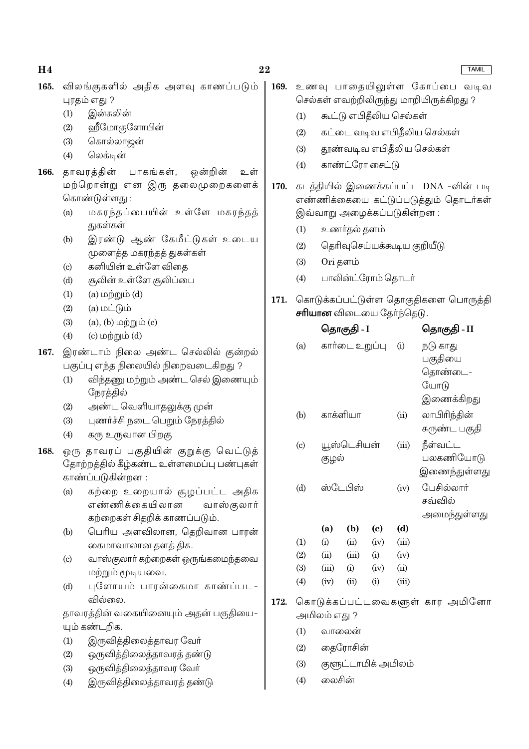165. விலங்குகளில் அதிக அளவு காணப்படும் புரதம் எது ?

(1) இன்சுலின்
(2) ஹீமோகுளோபின்
(3) கொல்லாஜன்
(4) லெக்டின்

166. தாவரத்தின் பாகங்கள், ஒன்றின் உள் மற்றொன்று என இரு தலைமுறைகளைக் கொண்டுள்ளது :

(a) மகரந்தப்பையின் உள்ளே மகரந்தத் துகள்கள்
(b) இரண்டு ஆண் கேமீட்டுகள் உடைய முளைத்த மகரந்தத் துகள்கள்
(c) கனியின் உள்ளே விதை
(d) சூலின் உள்ளே சூலிப்பை

(1) (a) மற்றும் (d)
(2) (a) மட்டும்
(3) (a), (b) மற்றும் (c)
(4) (c) மற்றும் (d)

167. இரண்டாம் நிலை அண்ட செல்லில் குன்றல் பகுப்பு எந்த நிலையில் நிறைவடைகிறது ?

(1) விந்தணு மற்றும் அண்ட செல் இணையும் நேரத்தில்
(2) அண்ட வெளியாதலுக்கு முன்
(3) புணர்ச்சி நடை பெறும் நேரத்தில்
(4) கரு உருவான பிறகு

168. ஒரு தாவரப் பகுதியின் குறுக்கு வெட்டுத் தோற்றத்தில் கீழ்கண்ட உள்ளமைப்பு பண்புகள் காண்ப்படுகின்றன :

(a) கற்றை உறையால் சூழப்பட்ட அதிக எண்ணிக்கையிலான வாஸ்குலார் கற்றைகள் சிதறிக் காணப்படும்.
(b) பெரிய அளவிலான, தெறிவான பாரன் கைமாவாலான தளத் திசு.
(c) வாஸ்குலார் கற்றைகள் ஒருங்கமைந்தவை மற்றும் மூடியவை.
(d) புளோயம் பாரன்கைமா காண்பபட-வில்லை.

தாவரத்தின் வகையினையும் அதன் பகுதியை-யும் கண்டறிக.

(1) இருவித்திலைத்தாவர வேர்
(2) ஒருவித்திலைத்தாவரத் தண்டு
(3) ஒருவித்திலைத்தாவர வேர்
(4) இருவித்திலைத்தாவரத் தண்டு

169. உணவு பாதையிலுள்ள கோப்பை வடிவ செல்கள் எவற்றிலிருந்து மாறியிருக்கிறது ?

(1) கூட்டு எபிதீலிய செல்கள்
(2) கட்டை வடிவ எபிதீலிய செல்கள்
(3) தூண்வடிவ எபிதீலிய செல்கள்
(4) காண்ட்ரோ சைட்டு

170. கடத்தியில் இணைக்கப்பட்ட DNA -வின் படி எண்ணிக்கையை கட்டுப்படுத்தும் தொடர்கள் இவ்வாறு அழைக்கப்படுகின்றன :

(1) உணர்தல் தளம்
(2) தெரிவுசெய்யக்கூடிய குறியீடு
(3) Ori தளம்
(4) பாலின்ட்ரோம் தொடர்

171. கொடுக்கப்பட்டுள்ள தொகுதிகளை பொருத்தி **சரியான** விடையை தேர்ந்தெடு.

| | தொகுதி - I | | தொகுதி - II |
|---|---|---|---|
| (a) | கார்டை உறுப்பு | (i) | நடு காது பகுதியை தொண்டை-யோடு இணைக்கிறது |
| (b) | காக்ளியா | (ii) | லாபிரிந்தின் சுருண்ட பகுதி |
| (c) | யூஸ்டெசியன் குழல் | (iii) | நீள்வட்ட பலகணியோடு இணைந்துள்ளது |
| (d) | ஸ்டேபிஸ் | (iv) | பேசில்லார் சவ்வில் அமைந்துள்ளது |

| | (a) | (b) | (c) | (d) |
|---|---|---|---|---|
| (1) | (i) | (ii) | (iv) | (iii) |
| (2) | (ii) | (iii) | (i) | (iv) |
| (3) | (iii) | (i) | (iv) | (ii) |
| (4) | (iv) | (ii) | (i) | (iii) |

172. கொடுக்கப்பட்டவைகளுள் கார அமினோ அமிலம் எது ?

(1) வாலைன்
(2) தைரோசின்
(3) குளூட்டாமிக் அமிலம்
(4) லைசின்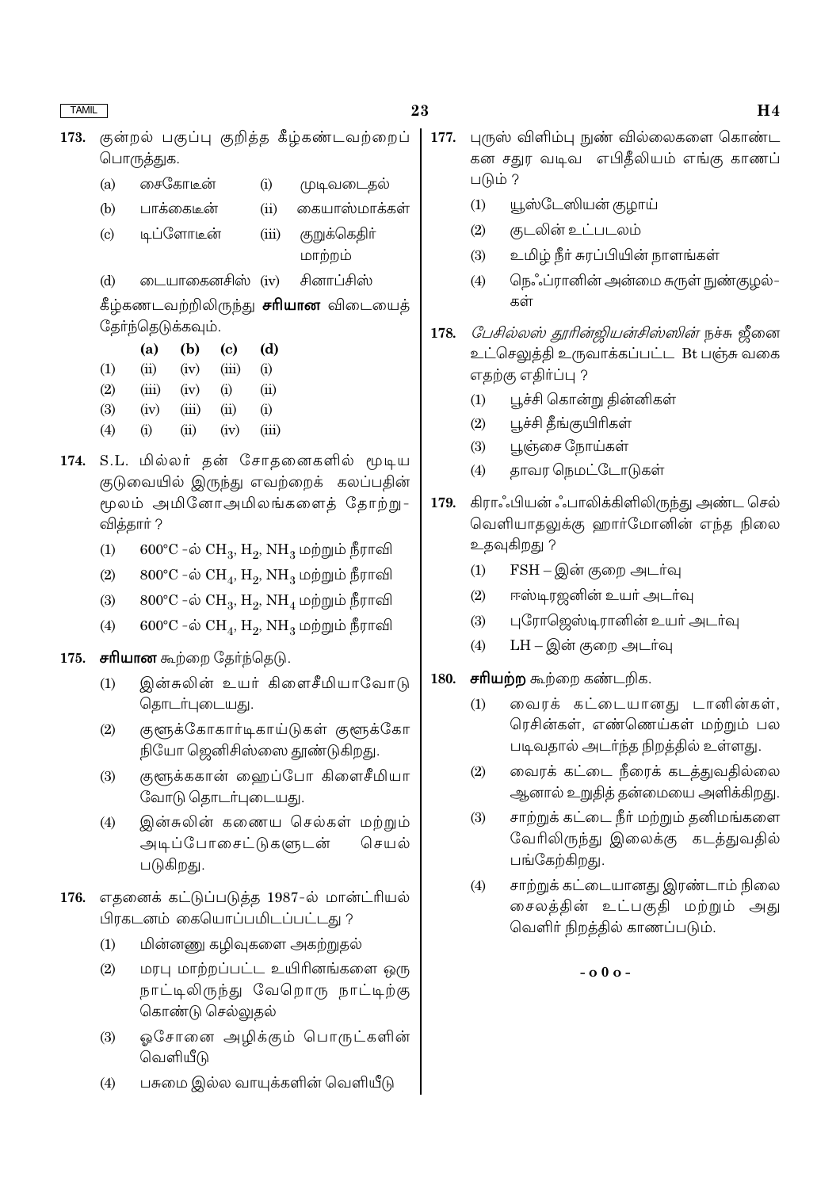173. குன்றல் பகுப்பு குறித்த கீழ்கண்டவற்றைப் பொருத்துக.

| | | | |
|---|---|---|---|
| (a) | சைகோடீன் | (i) | முடிவடைதல் |
| (b) | பாக்கைடீன் | (ii) | கையாஸ்மாக்கள் |
| (c) | டிப்ளோடீன் | (iii) | குறுக்கெதிர் மாற்றம் |
| (d) | டையாகைனசிஸ் | (iv) | சினாப்சிஸ் |

கீழ்கண்டவற்றிலிருந்து **சரியான** விடையைத் தேர்ந்தெடுக்கவும்.

| | (a) | (b) | (c) | (d) |
|---|---|---|---|---|
| (1) | (ii) | (iv) | (iii) | (i) |
| (2) | (iii) | (iv) | (i) | (ii) |
| (3) | (iv) | (iii) | (ii) | (i) |
| (4) | (i) | (ii) | (iv) | (iii) |

174. S.L. மில்லர் தன் சோதனைகளில் மூடிய குடுவையில் இருந்து எவற்றைக் கலப்பதின் மூலம் அமினோஅமிலங்களைத் தோற்றுவித்தார் ?

(1) 600°C -ல் $CH_3$, $H_2$, $NH_3$ மற்றும் நீராவி

(2) 800°C -ல் $CH_4$, $H_2$, $NH_3$ மற்றும் நீராவி

(3) 800°C -ல் $CH_3$, $H_2$, $NH_4$ மற்றும் நீராவி

(4) 600°C -ல் $CH_4$, $H_2$, $NH_3$ மற்றும் நீராவி

175. **சரியான** கூற்றை தேர்ந்தெடு.

(1) இன்சுலின் உயர் கிளைசீமியாவோடு தொடர்புடையது.

(2) குளூக்கோகார்டிகாய்டுகள் குளூக்கோநியோ ஜெனிசிஸ்ஸை தூண்டுகிறது.

(3) குளூக்ககான் ஹைப்போ கிளைசீமியாவோடு தொடர்புடையது.

(4) இன்சுலின் கணைய செல்கள் மற்றும் அடிப்போசைட்டுகளுடன் செயல்படுகிறது.

176. எதனைக் கட்டுப்படுத்த 1987-ல் மான்ட்ரியல் பிரகடனம் கையொப்பமிடப்பட்டது ?

(1) மின்னணு கழிவுகளை அகற்றுதல்

(2) மரபு மாற்றப்பட்ட உயிரினங்களை ஒரு நாட்டிலிருந்து வேறொரு நாட்டிற்கு கொண்டு செல்லுதல்

(3) ஓசோனை அழிக்கும் பொருட்களின் வெளியீடு

(4) பசுமை இல்ல வாயுக்களின் வெளியீடு

177. புருஸ் விளிம்பு நுண் வில்லைகளை கொண்ட கன சதுர வடிவ எபிதீலியம் எங்கு காணப்படும் ?

(1) யூஸ்டேஸியன் குழாய்

(2) குடலின் உட்படலம்

(3) உமிழ் நீர் சுரப்பியின் நாளங்கள்

(4) நெஃப்ரானின் அண்மை சுருள் நுண்குழல்கள்

178. *பேசில்லஸ் தூரின்ஜியன்சிஸ்ஸின்* நச்சு ஜீனை உட்செலுத்தி உருவாக்கப்பட்ட Bt பஞ்சு வகை எதற்கு எதிர்ப்பு ?

(1) பூச்சி கொன்று தின்னிகள்

(2) பூச்சி தீங்குயிரிகள்

(3) பூஞ்சை நோய்கள்

(4) தாவர நெமட்டோடுகள்

179. கிராஃபியன் ஃபாலிக்கிளிலிருந்து அண்ட செல் வெளியாதலுக்கு ஹார்மோனின் எந்த நிலை உதவுகிறது ?

(1) FSH – இன் குறை அடர்வு

(2) ஈஸ்டிரஜனின் உயர் அடர்வு

(3) புரோஜெஸ்டிரானின் உயர் அடர்வு

(4) LH – இன் குறை அடர்வு

180. **சரியற்ற** கூற்றை கண்டறிக.

(1) வைரக் கட்டையானது டானின்கள், ரெசின்கள், எண்ணெய்கள் மற்றும் பல படிவதால் அடர்ந்த நிறத்தில் உள்ளது.

(2) வைரக் கட்டை நீரைக் கடத்துவதில்லை ஆனால் உறுதித் தன்மையை அளிக்கிறது.

(3) சாற்றுக் கட்டை நீர் மற்றும் தனிமங்களை வேரிலிருந்து இலைக்கு கடத்துவதில் பங்கேற்கிறது.

(4) சாற்றுக் கட்டையானது இரண்டாம் நிலை சைலத்தின் உட்பகுதி மற்றும் அது வெளிர் நிறத்தில் காணப்படும்.

- o 0 o -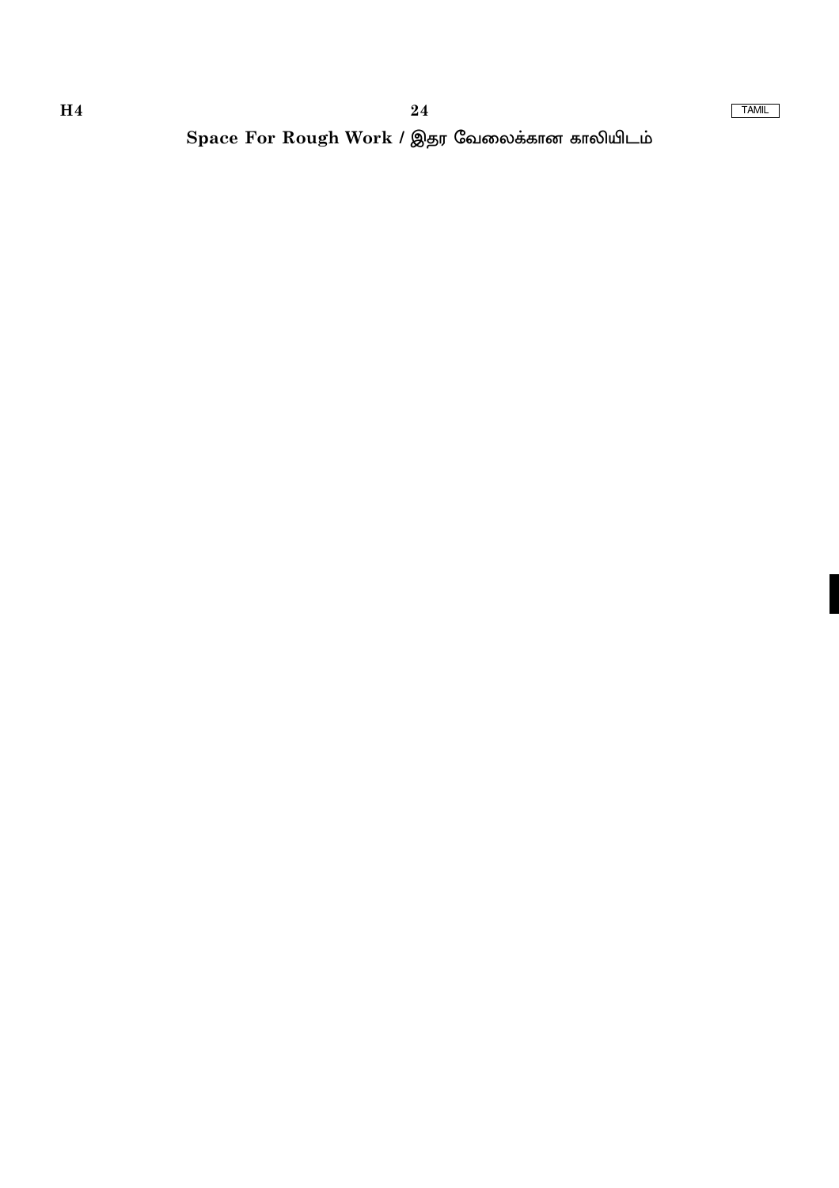Space For Rough Work / இதர வேலைக்கான காலியிடம்